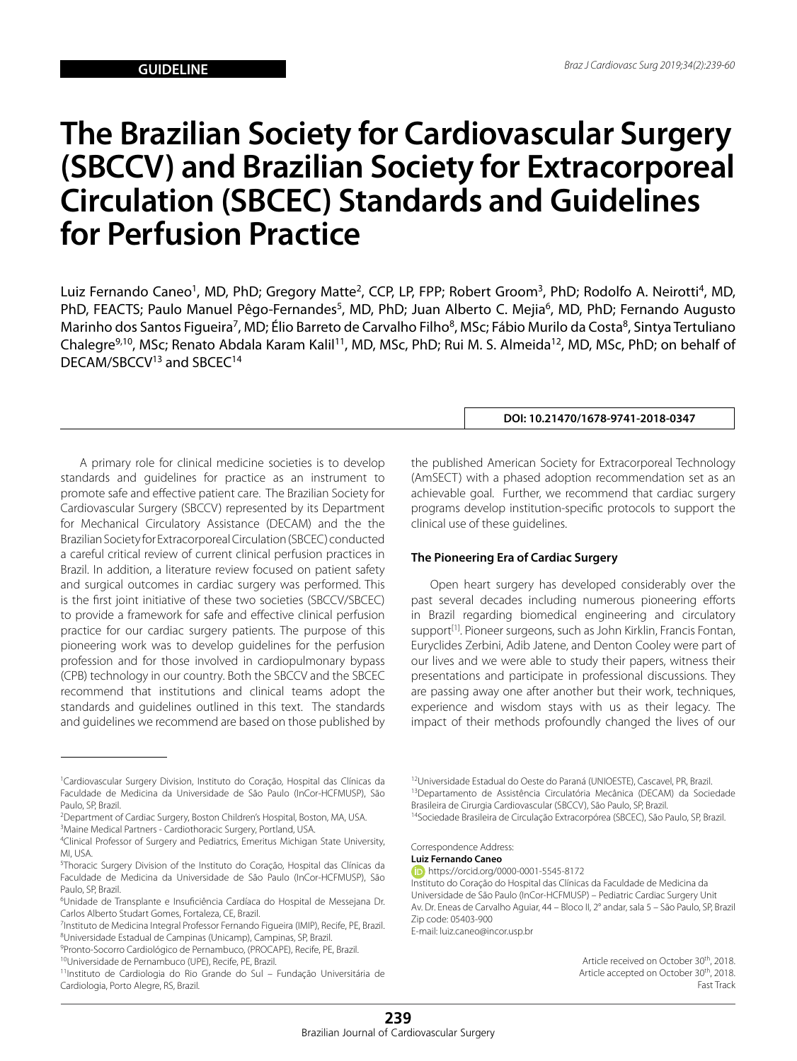GUIDELINE

# The Brazilian Society for Cardiovascular Surgery (SBCCV) and Brazilian Society for Extracorporeal Circulation (SBCEC) Standards and Guidelines for Perfusion Practice

Luiz Fernando Caneo[1], MD, PhD; Gregory Matte[2], CCP, LP, FPP; Robert Groom[3], PhD; Rodolfo A. Neirotti[4], MD, PhD, FEACTS; Paulo Manuel Pêgo-Fernandes[5], MD, PhD; Juan Alberto C. Mejia[6], MD, PhD; Fernando Augusto Marinho dos Santos Figueira[7], MD; Élio Barreto de Carvalho Filho[8], MSc; Fábio Murilo da Costa[8], Sintya Tertuliano Chalegre[9,10], MSc; Renato Abdala Karam Kalil[11], MD, MSc, PhD; Rui M. S. Almeida[12], MD, MSc, PhD; on behalf of DECAM/SBCCV[13] and SBCEC[14]

**DOI: 10.21470/1678-9741-2018-0347**

A primary role for clinical medicine societies is to develop standards and guidelines for practice as an instrument to promote safe and effective patient care. The Brazilian Society for Cardiovascular Surgery (SBCCV) represented by its Department for Mechanical Circulatory Assistance (DECAM) and the the Brazilian Society for Extracorporeal Circulation (SBCEC) conducted a careful critical review of current clinical perfusion practices in Brazil. In addition, a literature review focused on patient safety and surgical outcomes in cardiac surgery was performed. This is the first joint initiative of these two societies (SBCCV/SBCEC) to provide a framework for safe and effective clinical perfusion practice for our cardiac surgery patients. The purpose of this pioneering work was to develop guidelines for the perfusion profession and for those involved in cardiopulmonary bypass (CPB) technology in our country. Both the SBCCV and the SBCEC recommend that institutions and clinical teams adopt the standards and guidelines outlined in this text. The standards and guidelines we recommend are based on those published by the published American Society for Extracorporeal Technology (AmSECT) with a phased adoption recommendation set as an achievable goal. Further, we recommend that cardiac surgery programs develop institution-specific protocols to support the clinical use of these guidelines.

### The Pioneering Era of Cardiac Surgery

Open heart surgery has developed considerably over the past several decades including numerous pioneering efforts in Brazil regarding biomedical engineering and circulatory support[1]. Pioneer surgeons, such as John Kirklin, Francis Fontan, Euryclides Zerbini, Adib Jatene, and Denton Cooley were part of our lives and we were able to study their papers, witness their presentations and participate in professional discussions. They are passing away one after another but their work, techniques, experience and wisdom stays with us as their legacy. The impact of their methods profoundly changed the lives of our

---

[1]Cardiovascular Surgery Division, Instituto do Coração, Hospital das Clínicas da Faculdade de Medicina da Universidade de São Paulo (InCor-HCFMUSP), São Paulo, SP, Brazil.
[2]Department of Cardiac Surgery, Boston Children's Hospital, Boston, MA, USA.
[3]Maine Medical Partners - Cardiothoracic Surgery, Portland, USA.
[4]Clinical Professor of Surgery and Pediatrics, Emeritus Michigan State University, MI, USA.
[5]Thoracic Surgery Division of the Instituto do Coração, Hospital das Clínicas da Faculdade de Medicina da Universidade de São Paulo (InCor-HCFMUSP), São Paulo, SP, Brazil.
[6]Unidade de Transplante e Insuficiência Cardíaca do Hospital de Messejana Dr. Carlos Alberto Studart Gomes, Fortaleza, CE, Brazil.
[7]Instituto de Medicina Integral Professor Fernando Figueira (IMIP), Recife, PE, Brazil.
[8]Universidade Estadual de Campinas (Unicamp), Campinas, SP, Brazil.
[9]Pronto-Socorro Cardiológico de Pernambuco, (PROCAPE), Recife, PE, Brazil.
[10]Universidade de Pernambuco (UPE), Recife, PE, Brazil.
[11]Instituto de Cardiologia do Rio Grande do Sul – Fundação Universitária de Cardiologia, Porto Alegre, RS, Brazil.
[12]Universidade Estadual do Oeste do Paraná (UNIOESTE), Cascavel, PR, Brazil.
[13]Departamento de Assistência Circulatória Mecânica (DECAM) da Sociedade Brasileira de Cirurgia Cardiovascular (SBCCV), São Paulo, SP, Brazil.
[14]Sociedade Brasileira de Circulação Extracorpórea (SBCEC), São Paulo, SP, Brazil.

Correspondence Address:
**Luiz Fernando Caneo**
https://orcid.org/0000-0001-5545-8172
Instituto do Coração do Hospital das Clínicas da Faculdade de Medicina da Universidade de São Paulo (InCor-HCFMUSP) – Pediatric Cardiac Surgery Unit
Av. Dr. Eneas de Carvalho Aguiar, 44 – Bloco II, 2° andar, sala 5 – São Paulo, SP, Brazil
Zip code: 05403-900
E-mail: luiz.caneo@incor.usp.br

Article received on October 30th, 2018.
Article accepted on October 30th, 2018.
Fast Track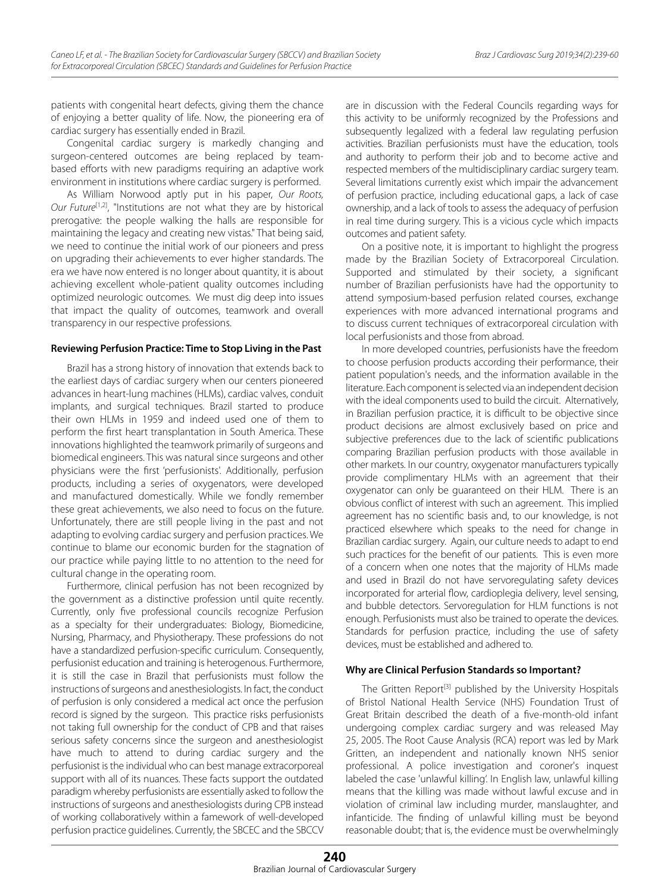patients with congenital heart defects, giving them the chance of enjoying a better quality of life. Now, the pioneering era of cardiac surgery has essentially ended in Brazil.

Congenital cardiac surgery is markedly changing and surgeon-centered outcomes are being replaced by team-based efforts with new paradigms requiring an adaptive work environment in institutions where cardiac surgery is performed.

As William Norwood aptly put in his paper, *Our Roots, Our Future*[1,2], "Institutions are not what they are by historical prerogative: the people walking the halls are responsible for maintaining the legacy and creating new vistas." That being said, we need to continue the initial work of our pioneers and press on upgrading their achievements to ever higher standards. The era we have now entered is no longer about quantity, it is about achieving excellent whole-patient quality outcomes including optimized neurologic outcomes. We must dig deep into issues that impact the quality of outcomes, teamwork and overall transparency in our respective professions.

### Reviewing Perfusion Practice: Time to Stop Living in the Past

Brazil has a strong history of innovation that extends back to the earliest days of cardiac surgery when our centers pioneered advances in heart-lung machines (HLMs), cardiac valves, conduit implants, and surgical techniques. Brazil started to produce their own HLMs in 1959 and indeed used one of them to perform the first heart transplantation in South America. These innovations highlighted the teamwork primarily of surgeons and biomedical engineers. This was natural since surgeons and other physicians were the first 'perfusionists'. Additionally, perfusion products, including a series of oxygenators, were developed and manufactured domestically. While we fondly remember these great achievements, we also need to focus on the future. Unfortunately, there are still people living in the past and not adapting to evolving cardiac surgery and perfusion practices. We continue to blame our economic burden for the stagnation of our practice while paying little to no attention to the need for cultural change in the operating room.

Furthermore, clinical perfusion has not been recognized by the government as a distinctive profession until quite recently. Currently, only five professional councils recognize Perfusion as a specialty for their undergraduates: Biology, Biomedicine, Nursing, Pharmacy, and Physiotherapy. These professions do not have a standardized perfusion-specific curriculum. Consequently, perfusionist education and training is heterogenous. Furthermore, it is still the case in Brazil that perfusionists must follow the instructions of surgeons and anesthesiologists. In fact, the conduct of perfusion is only considered a medical act once the perfusion record is signed by the surgeon. This practice risks perfusionists not taking full ownership for the conduct of CPB and that raises serious safety concerns since the surgeon and anesthesiologist have much to attend to during cardiac surgery and the perfusionist is the individual who can best manage extracorporeal support with all of its nuances. These facts support the outdated paradigm whereby perfusionists are essentially asked to follow the instructions of surgeons and anesthesiologists during CPB instead of working collaboratively within a famework of well-developed perfusion practice guidelines. Currently, the SBCEC and the SBCCV are in discussion with the Federal Councils regarding ways for this activity to be uniformly recognized by the Professions and subsequently legalized with a federal law regulating perfusion activities. Brazilian perfusionists must have the education, tools and authority to perform their job and to become active and respected members of the multidisciplinary cardiac surgery team. Several limitations currently exist which impair the advancement of perfusion practice, including educational gaps, a lack of case ownership, and a lack of tools to assess the adequacy of perfusion in real time during surgery. This is a vicious cycle which impacts outcomes and patient safety.

On a positive note, it is important to highlight the progress made by the Brazilian Society of Extracorporeal Circulation. Supported and stimulated by their society, a significant number of Brazilian perfusionists have had the opportunity to attend symposium-based perfusion related courses, exchange experiences with more advanced international programs and to discuss current techniques of extracorporeal circulation with local perfusionists and those from abroad.

In more developed countries, perfusionists have the freedom to choose perfusion products according their performance, their patient population's needs, and the information available in the literature. Each component is selected via an independent decision with the ideal components used to build the circuit. Alternatively, in Brazilian perfusion practice, it is difficult to be objective since product decisions are almost exclusively based on price and subjective preferences due to the lack of scientific publications comparing Brazilian perfusion products with those available in other markets. In our country, oxygenator manufacturers typically provide complimentary HLMs with an agreement that their oxygenator can only be guaranteed on their HLM. There is an obvious conflict of interest with such an agreement. This implied agreement has no scientific basis and, to our knowledge, is not practiced elsewhere which speaks to the need for change in Brazilian cardiac surgery. Again, our culture needs to adapt to end such practices for the benefit of our patients. This is even more of a concern when one notes that the majority of HLMs made and used in Brazil do not have servoregulating safety devices incorporated for arterial flow, cardioplegia delivery, level sensing, and bubble detectors. Servoregulation for HLM functions is not enough. Perfusionists must also be trained to operate the devices. Standards for perfusion practice, including the use of safety devices, must be established and adhered to.

### Why are Clinical Perfusion Standards so Important?

The Gritten Report[3] published by the University Hospitals of Bristol National Health Service (NHS) Foundation Trust of Great Britain described the death of a five-month-old infant undergoing complex cardiac surgery and was released May 25, 2005. The Root Cause Analysis (RCA) report was led by Mark Gritten, an independent and nationally known NHS senior professional. A police investigation and coroner's inquest labeled the case 'unlawful killing'. In English law, unlawful killing means that the killing was made without lawful excuse and in violation of criminal law including murder, manslaughter, and infanticide. The finding of unlawful killing must be beyond reasonable doubt; that is, the evidence must be overwhelmingly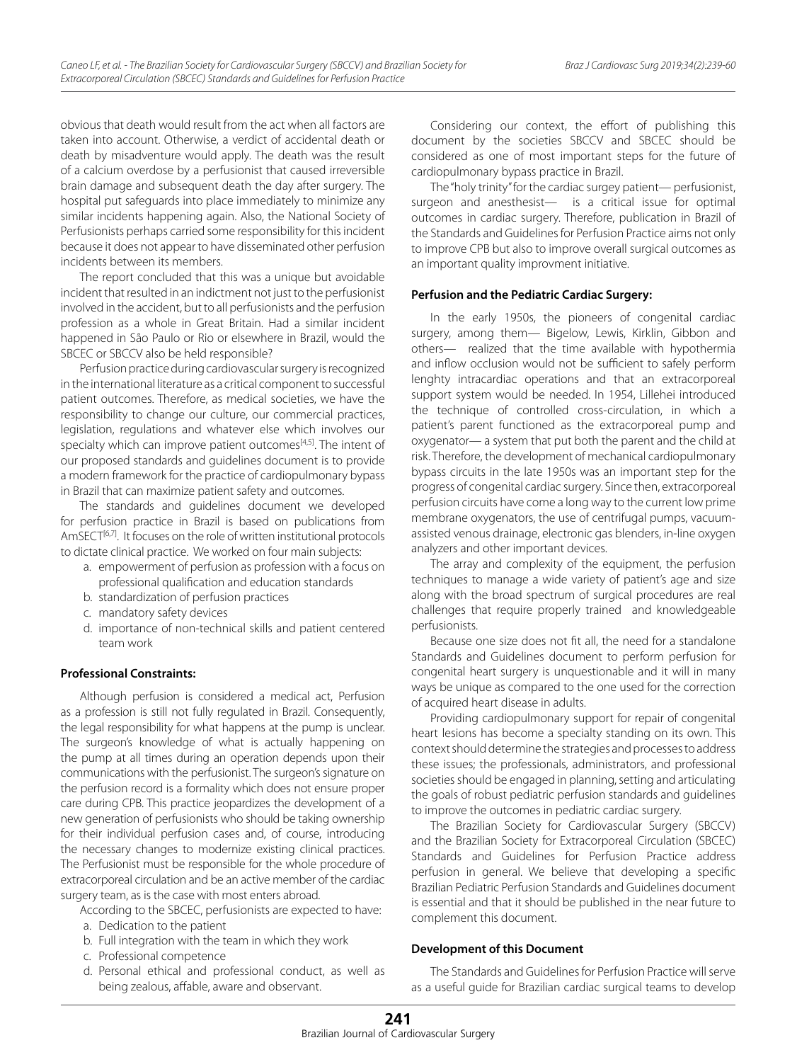obvious that death would result from the act when all factors are taken into account. Otherwise, a verdict of accidental death or death by misadventure would apply. The death was the result of a calcium overdose by a perfusionist that caused irreversible brain damage and subsequent death the day after surgery. The hospital put safeguards into place immediately to minimize any similar incidents happening again. Also, the National Society of Perfusionists perhaps carried some responsibility for this incident because it does not appear to have disseminated other perfusion incidents between its members.

The report concluded that this was a unique but avoidable incident that resulted in an indictment not just to the perfusionist involved in the accident, but to all perfusionists and the perfusion profession as a whole in Great Britain. Had a similar incident happened in São Paulo or Rio or elsewhere in Brazil, would the SBCEC or SBCCV also be held responsible?

Perfusion practice during cardiovascular surgery is recognized in the international literature as a critical component to successful patient outcomes. Therefore, as medical societies, we have the responsibility to change our culture, our commercial practices, legislation, regulations and whatever else which involves our specialty which can improve patient outcomes[4,5]. The intent of our proposed standards and guidelines document is to provide a modern framework for the practice of cardiopulmonary bypass in Brazil that can maximize patient safety and outcomes.

The standards and guidelines document we developed for perfusion practice in Brazil is based on publications from AmSECT[6,7]. It focuses on the role of written institutional protocols to dictate clinical practice. We worked on four main subjects:

a. empowerment of perfusion as profession with a focus on professional qualification and education standards
b. standardization of perfusion practices
c. mandatory safety devices
d. importance of non-technical skills and patient centered team work

**Professional Constraints:**

Although perfusion is considered a medical act, Perfusion as a profession is still not fully regulated in Brazil. Consequently, the legal responsibility for what happens at the pump is unclear. The surgeon's knowledge of what is actually happening on the pump at all times during an operation depends upon their communications with the perfusionist. The surgeon's signature on the perfusion record is a formality which does not ensure proper care during CPB. This practice jeopardizes the development of a new generation of perfusionists who should be taking ownership for their individual perfusion cases and, of course, introducing the necessary changes to modernize existing clinical practices. The Perfusionist must be responsible for the whole procedure of extracorporeal circulation and be an active member of the cardiac surgery team, as is the case with most enters abroad.

According to the SBCEC, perfusionists are expected to have:

a. Dedication to the patient
b. Full integration with the team in which they work
c. Professional competence
d. Personal ethical and professional conduct, as well as being zealous, affable, aware and observant.

Considering our context, the effort of publishing this document by the societies SBCCV and SBCEC should be considered as one of most important steps for the future of cardiopulmonary bypass practice in Brazil.

The "holy trinity" for the cardiac surgey patient— perfusionist, surgeon and anesthesist— is a critical issue for optimal outcomes in cardiac surgery. Therefore, publication in Brazil of the Standards and Guidelines for Perfusion Practice aims not only to improve CPB but also to improve overall surgical outcomes as an important quality improvment initiative.

**Perfusion and the Pediatric Cardiac Surgery:**

In the early 1950s, the pioneers of congenital cardiac surgery, among them— Bigelow, Lewis, Kirklin, Gibbon and others— realized that the time available with hypothermia and inflow occlusion would not be sufficient to safely perform lenghty intracardiac operations and that an extracorporeal support system would be needed. In 1954, Lillehei introduced the technique of controlled cross-circulation, in which a patient's parent functioned as the extracorporeal pump and oxygenator— a system that put both the parent and the child at risk. Therefore, the development of mechanical cardiopulmonary bypass circuits in the late 1950s was an important step for the progress of congenital cardiac surgery. Since then, extracorporeal perfusion circuits have come a long way to the current low prime membrane oxygenators, the use of centrifugal pumps, vacuum-assisted venous drainage, electronic gas blenders, in-line oxygen analyzers and other important devices.

The array and complexity of the equipment, the perfusion techniques to manage a wide variety of patient's age and size along with the broad spectrum of surgical procedures are real challenges that require properly trained and knowledgeable perfusionists.

Because one size does not fit all, the need for a standalone Standards and Guidelines document to perform perfusion for congenital heart surgery is unquestionable and it will in many ways be unique as compared to the one used for the correction of acquired heart disease in adults.

Providing cardiopulmonary support for repair of congenital heart lesions has become a specialty standing on its own. This context should determine the strategies and processes to address these issues; the professionals, administrators, and professional societies should be engaged in planning, setting and articulating the goals of robust pediatric perfusion standards and guidelines to improve the outcomes in pediatric cardiac surgery.

The Brazilian Society for Cardiovascular Surgery (SBCCV) and the Brazilian Society for Extracorporeal Circulation (SBCEC) Standards and Guidelines for Perfusion Practice address perfusion in general. We believe that developing a specific Brazilian Pediatric Perfusion Standards and Guidelines document is essential and that it should be published in the near future to complement this document.

**Development of this Document**

The Standards and Guidelines for Perfusion Practice will serve as a useful guide for Brazilian cardiac surgical teams to develop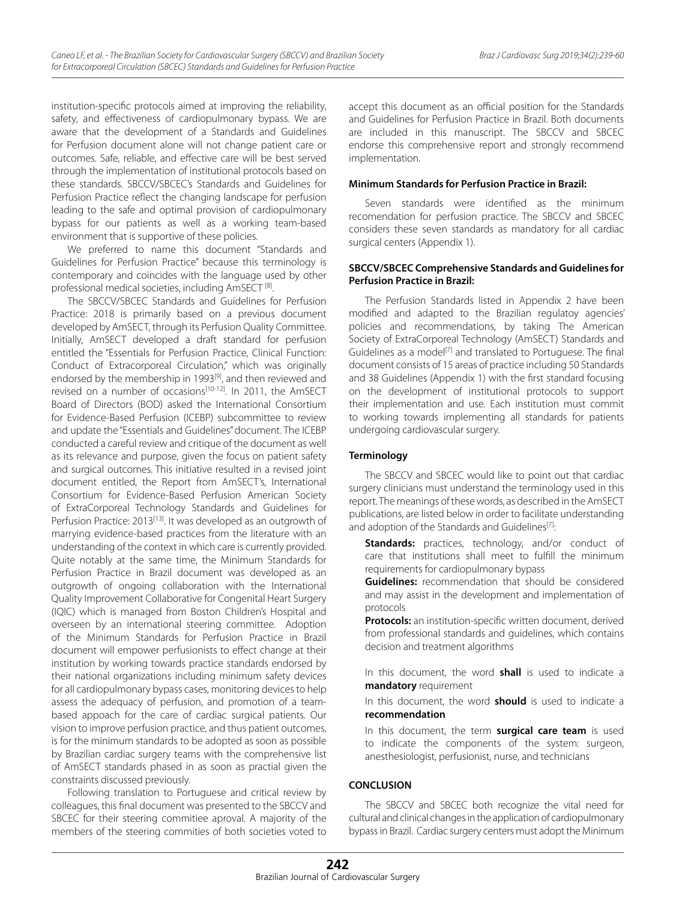institution-specific protocols aimed at improving the reliability, safety, and effectiveness of cardiopulmonary bypass. We are aware that the development of a Standards and Guidelines for Perfusion document alone will not change patient care or outcomes. Safe, reliable, and effective care will be best served through the implementation of institutional protocols based on these standards. SBCCV/SBCEC's Standards and Guidelines for Perfusion Practice reflect the changing landscape for perfusion leading to the safe and optimal provision of cardiopulmonary bypass for our patients as well as a working team-based environment that is supportive of these policies.

We preferred to name this document "Standards and Guidelines for Perfusion Practice" because this terminology is contemporary and coincides with the language used by other professional medical societies, including AmSECT [8].

The SBCCV/SBCEC Standards and Guidelines for Perfusion Practice: 2018 is primarily based on a previous document developed by AmSECT, through its Perfusion Quality Committee. Initially, AmSECT developed a draft standard for perfusion entitled the "Essentials for Perfusion Practice, Clinical Function: Conduct of Extracorporeal Circulation," which was originally endorsed by the membership in 1993[9], and then reviewed and revised on a number of occasions[10-12]. In 2011, the AmSECT Board of Directors (BOD) asked the International Consortium for Evidence-Based Perfusion (ICEBP) subcommittee to review and update the "Essentials and Guidelines" document. The ICEBP conducted a careful review and critique of the document as well as its relevance and purpose, given the focus on patient safety and surgical outcomes. This initiative resulted in a revised joint document entitled, the Report from AmSECT's, International Consortium for Evidence-Based Perfusion American Society of ExtraCorporeal Technology Standards and Guidelines for Perfusion Practice: 2013[13]. It was developed as an outgrowth of marrying evidence-based practices from the literature with an understanding of the context in which care is currently provided. Quite notably at the same time, the Minimum Standards for Perfusion Practice in Brazil document was developed as an outgrowth of ongoing collaboration with the International Quality Improvement Collaborative for Congenital Heart Surgery (IQIC) which is managed from Boston Children's Hospital and overseen by an international steering committee. Adoption of the Minimum Standards for Perfusion Practice in Brazil document will empower perfusionists to effect change at their institution by working towards practice standards endorsed by their national organizations including minimum safety devices for all cardiopulmonary bypass cases, monitoring devices to help assess the adequacy of perfusion, and promotion of a team-based appoach for the care of cardiac surgical patients. Our vision to improve perfusion practice, and thus patient outcomes, is for the minimum standards to be adopted as soon as possible by Brazilian cardiac surgery teams with the comprehensive list of AmSECT standards phased in as soon as practial given the constraints discussed previously.

Following translation to Portuguese and critical review by colleagues, this final document was presented to the SBCCV and SBCEC for their steering commitiee aproval. A majority of the members of the steering commities of both societies voted to accept this document as an official position for the Standards and Guidelines for Perfusion Practice in Brazil. Both documents are included in this manuscript. The SBCCV and SBCEC endorse this comprehensive report and strongly recommend implementation.

**Minimum Standards for Perfusion Practice in Brazil:**

Seven standards were identified as the minimum recomendation for perfusion practice. The SBCCV and SBCEC considers these seven standards as mandatory for all cardiac surgical centers (Appendix 1).

**SBCCV/SBCEC Comprehensive Standards and Guidelines for Perfusion Practice in Brazil:**

The Perfusion Standards listed in Appendix 2 have been modified and adapted to the Brazilian regulatoy agencies' policies and recommendations, by taking The American Society of ExtraCorporeal Technology (AmSECT) Standards and Guidelines as a model[7] and translated to Portuguese. The final document consists of 15 areas of practice including 50 Standards and 38 Guidelines (Appendix 1) with the first standard focusing on the development of institutional protocols to support their implementation and use. Each institution must commit to working towards implementing all standards for patients undergoing cardiovascular surgery.

**Terminology**

The SBCCV and SBCEC would like to point out that cardiac surgery clinicians must understand the terminology used in this report. The meanings of these words, as described in the AmSECT publications, are listed below in order to facilitate understanding and adoption of the Standards and Guidelines[7]:

**Standards:** practices, technology, and/or conduct of care that institutions shall meet to fulfill the minimum requirements for cardiopulmonary bypass

**Guidelines:** recommendation that should be considered and may assist in the development and implementation of protocols

**Protocols:** an institution-specific written document, derived from professional standards and guidelines, which contains decision and treatment algorithms

In this document, the word **shall** is used to indicate a **mandatory** requirement

In this document, the word **should** is used to indicate a **recommendation**

In this document, the term **surgical care team** is used to indicate the components of the system: surgeon, anesthesiologist, perfusionist, nurse, and technicians

## CONCLUSION

The SBCCV and SBCEC both recognize the vital need for cultural and clinical changes in the application of cardiopulmonary bypass in Brazil. Cardiac surgery centers must adopt the Minimum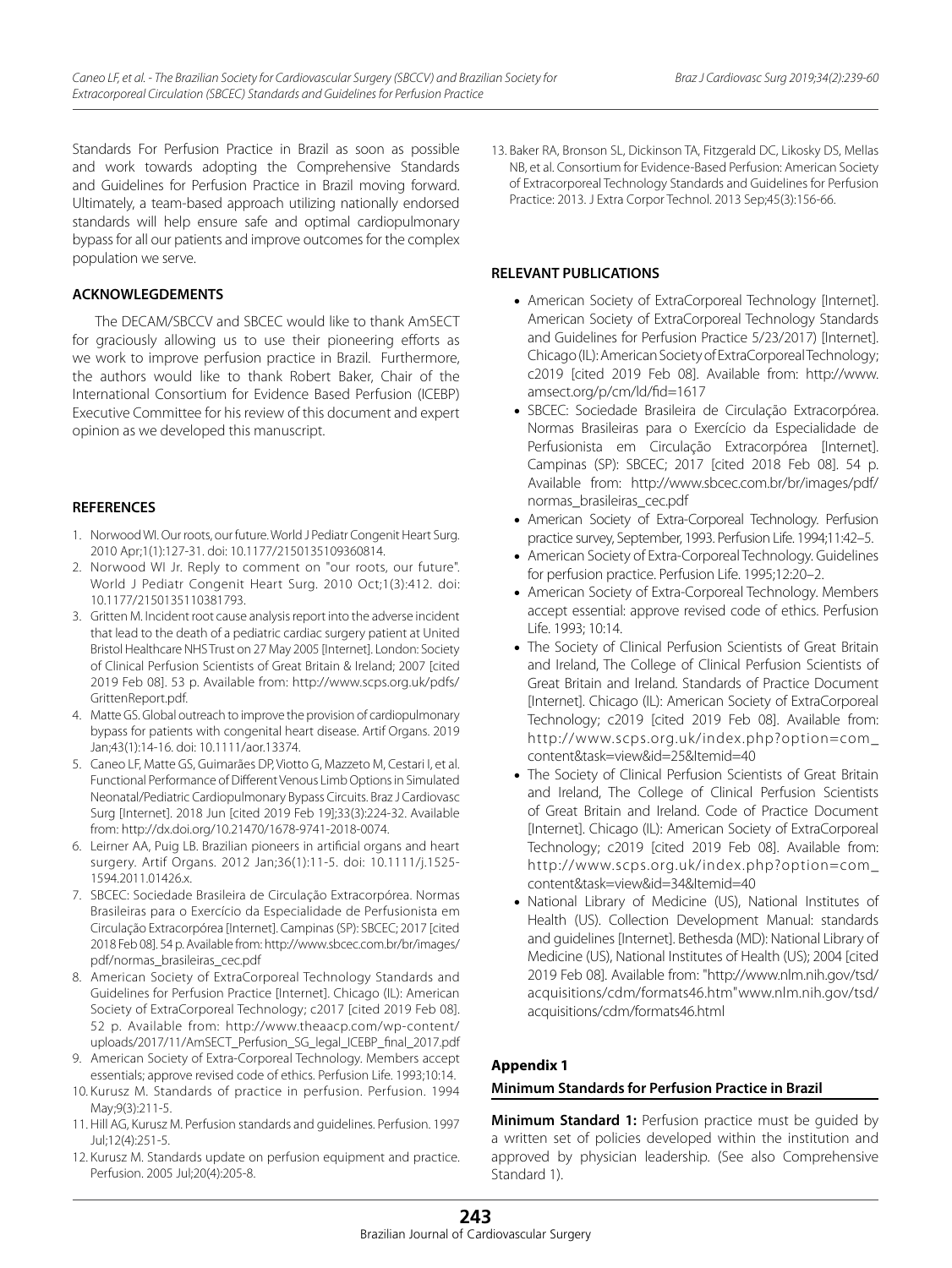Standards For Perfusion Practice in Brazil as soon as possible and work towards adopting the Comprehensive Standards and Guidelines for Perfusion Practice in Brazil moving forward. Ultimately, a team-based approach utilizing nationally endorsed standards will help ensure safe and optimal cardiopulmonary bypass for all our patients and improve outcomes for the complex population we serve.

## ACKNOWLEGDEMENTS

The DECAM/SBCCV and SBCEC would like to thank AmSECT for graciously allowing us to use their pioneering efforts as we work to improve perfusion practice in Brazil. Furthermore, the authors would like to thank Robert Baker, Chair of the International Consortium for Evidence Based Perfusion (ICEBP) Executive Committee for his review of this document and expert opinion as we developed this manuscript.

## REFERENCES

1. Norwood WI. Our roots, our future. World J Pediatr Congenit Heart Surg. 2010 Apr;1(1):127-31. doi: 10.1177/2150135109360814.
2. Norwood WI Jr. Reply to comment on "our roots, our future". World J Pediatr Congenit Heart Surg. 2010 Oct;1(3):412. doi: 10.1177/2150135110381793.
3. Gritten M. Incident root cause analysis report into the adverse incident that lead to the death of a pediatric cardiac surgery patient at United Bristol Healthcare NHS Trust on 27 May 2005 [Internet]. London: Society of Clinical Perfusion Scientists of Great Britain & Ireland; 2007 [cited 2019 Feb 08]. 53 p. Available from: http://www.scps.org.uk/pdfs/GrittenReport.pdf.
4. Matte GS. Global outreach to improve the provision of cardiopulmonary bypass for patients with congenital heart disease. Artif Organs. 2019 Jan;43(1):14-16. doi: 10.1111/aor.13374.
5. Caneo LF, Matte GS, Guimarães DP, Viotto G, Mazzeto M, Cestari I, et al. Functional Performance of Different Venous Limb Options in Simulated Neonatal/Pediatric Cardiopulmonary Bypass Circuits. Braz J Cardiovasc Surg [Internet]. 2018 Jun [cited 2019 Feb 19];33(3):224-32. Available from: http://dx.doi.org/10.21470/1678-9741-2018-0074.
6. Leirner AA, Puig LB. Brazilian pioneers in artificial organs and heart surgery. Artif Organs. 2012 Jan;36(1):11-5. doi: 10.1111/j.1525-1594.2011.01426.x.
7. SBCEC: Sociedade Brasileira de Circulação Extracorpórea. Normas Brasileiras para o Exercício da Especialidade de Perfusionista em Circulação Extracorpórea [Internet]. Campinas (SP): SBCEC; 2017 [cited 2018 Feb 08]. 54 p. Available from: http://www.sbcec.com.br/br/images/pdf/normas_brasileiras_cec.pdf
8. American Society of ExtraCorporeal Technology Standards and Guidelines for Perfusion Practice [Internet]. Chicago (IL): American Society of ExtraCorporeal Technology; c2017 [cited 2019 Feb 08]. 52 p. Available from: http://www.theaacp.com/wp-content/uploads/2017/11/AmSECT_Perfusion_SG_legal_ICEBP_final_2017.pdf
9. American Society of Extra-Corporeal Technology. Members accept essentials; approve revised code of ethics. Perfusion Life. 1993;10:14.
10. Kurusz M. Standards of practice in perfusion. Perfusion. 1994 May;9(3):211-5.
11. Hill AG, Kurusz M. Perfusion standards and guidelines. Perfusion. 1997 Jul;12(4):251-5.
12. Kurusz M. Standards update on perfusion equipment and practice. Perfusion. 2005 Jul;20(4):205-8.
13. Baker RA, Bronson SL, Dickinson TA, Fitzgerald DC, Likosky DS, Mellas NB, et al. Consortium for Evidence-Based Perfusion: American Society of Extracorporeal Technology Standards and Guidelines for Perfusion Practice: 2013. J Extra Corpor Technol. 2013 Sep;45(3):156-66.

## RELEVANT PUBLICATIONS

- American Society of ExtraCorporeal Technology [Internet]. American Society of ExtraCorporeal Technology Standards and Guidelines for Perfusion Practice 5/23/2017) [Internet]. Chicago (IL): American Society of ExtraCorporeal Technology; c2019 [cited 2019 Feb 08]. Available from: http://www.amsect.org/p/cm/ld/fid=1617
- SBCEC: Sociedade Brasileira de Circulação Extracorpórea. Normas Brasileiras para o Exercício da Especialidade de Perfusionista em Circulação Extracorpórea [Internet]. Campinas (SP): SBCEC; 2017 [cited 2018 Feb 08]. 54 p. Available from: http://www.sbcec.com.br/br/images/pdf/normas_brasileiras_cec.pdf
- American Society of Extra-Corporeal Technology. Perfusion practice survey, September, 1993. Perfusion Life. 1994;11:42–5.
- American Society of Extra-Corporeal Technology. Guidelines for perfusion practice. Perfusion Life. 1995;12:20–2.
- American Society of Extra-Corporeal Technology. Members accept essential: approve revised code of ethics. Perfusion Life. 1993; 10:14.
- The Society of Clinical Perfusion Scientists of Great Britain and Ireland, The College of Clinical Perfusion Scientists of Great Britain and Ireland. Standards of Practice Document [Internet]. Chicago (IL): American Society of ExtraCorporeal Technology; c2019 [cited 2019 Feb 08]. Available from: http://www.scps.org.uk/index.php?option=com_content&task=view&id=25&Itemid=40
- The Society of Clinical Perfusion Scientists of Great Britain and Ireland, The College of Clinical Perfusion Scientists of Great Britain and Ireland. Code of Practice Document [Internet]. Chicago (IL): American Society of ExtraCorporeal Technology; c2019 [cited 2019 Feb 08]. Available from: http://www.scps.org.uk/index.php?option=com_content&task=view&id=34&Itemid=40
- National Library of Medicine (US), National Institutes of Health (US). Collection Development Manual: standards and guidelines [Internet]. Bethesda (MD): National Library of Medicine (US), National Institutes of Health (US); 2004 [cited 2019 Feb 08]. Available from: "http://www.nlm.nih.gov/tsd/acquisitions/cdm/formats46.htm"www.nlm.nih.gov/tsd/acquisitions/cdm/formats46.html

## Appendix 1

### Minimum Standards for Perfusion Practice in Brazil

**Minimum Standard 1:** Perfusion practice must be guided by a written set of policies developed within the institution and approved by physician leadership. (See also Comprehensive Standard 1).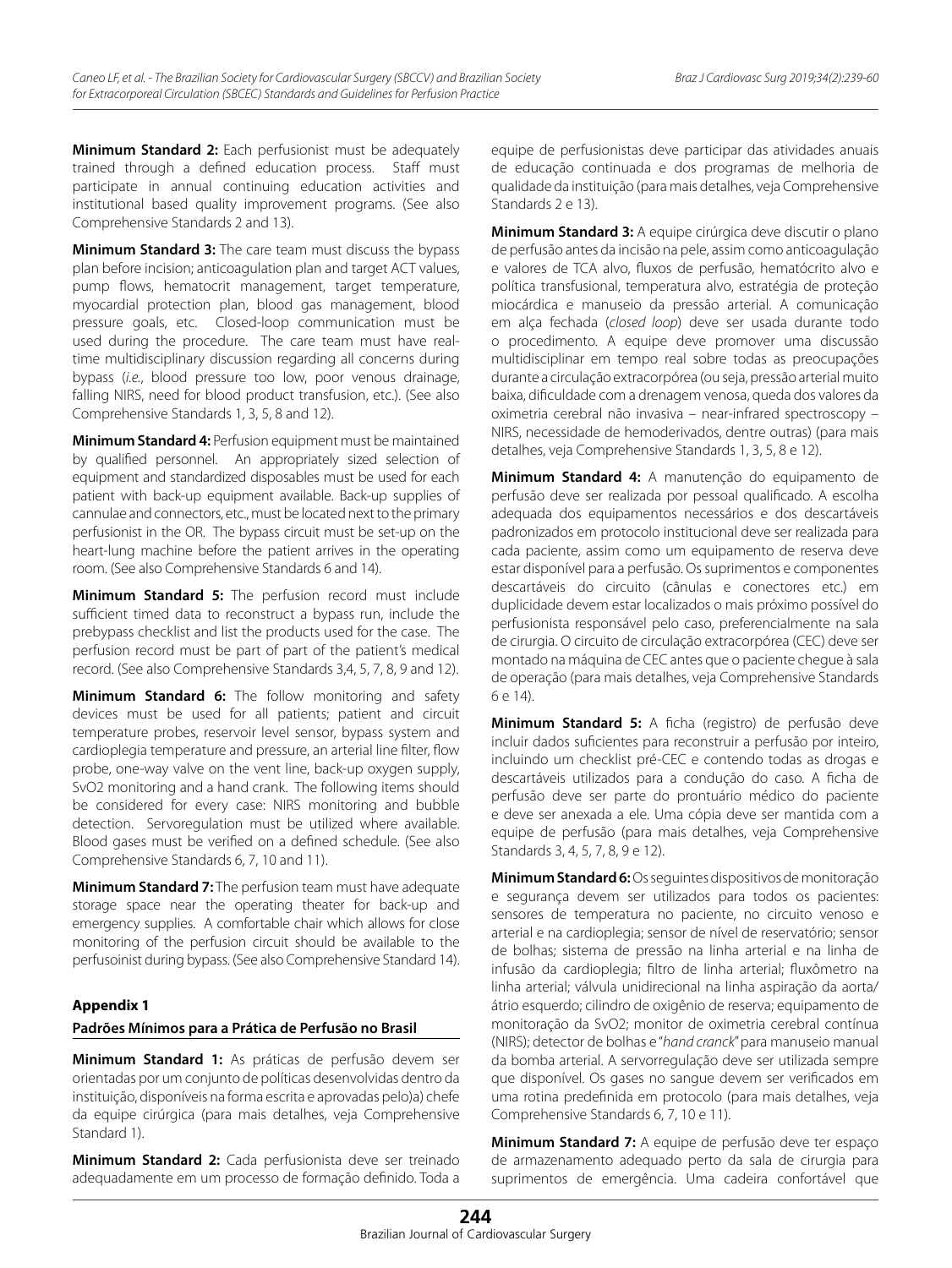**Minimum Standard 2:** Each perfusionist must be adequately trained through a defined education process. Staff must participate in annual continuing education activities and institutional based quality improvement programs. (See also Comprehensive Standards 2 and 13).

**Minimum Standard 3:** The care team must discuss the bypass plan before incision; anticoagulation plan and target ACT values, pump flows, hematocrit management, target temperature, myocardial protection plan, blood gas management, blood pressure goals, etc. Closed-loop communication must be used during the procedure. The care team must have real-time multidisciplinary discussion regarding all concerns during bypass (*i.e.*, blood pressure too low, poor venous drainage, falling NIRS, need for blood product transfusion, etc.). (See also Comprehensive Standards 1, 3, 5, 8 and 12).

**Minimum Standard 4:** Perfusion equipment must be maintained by qualified personnel. An appropriately sized selection of equipment and standardized disposables must be used for each patient with back-up equipment available. Back-up supplies of cannulae and connectors, etc., must be located next to the primary perfusionist in the OR. The bypass circuit must be set-up on the heart-lung machine before the patient arrives in the operating room. (See also Comprehensive Standards 6 and 14).

**Minimum Standard 5:** The perfusion record must include sufficient timed data to reconstruct a bypass run, include the prebypass checklist and list the products used for the case. The perfusion record must be part of part of the patient's medical record. (See also Comprehensive Standards 3,4, 5, 7, 8, 9 and 12).

**Minimum Standard 6:** The follow monitoring and safety devices must be used for all patients; patient and circuit temperature probes, reservoir level sensor, bypass system and cardioplegia temperature and pressure, an arterial line filter, flow probe, one-way valve on the vent line, back-up oxygen supply, SvO2 monitoring and a hand crank. The following items should be considered for every case: NIRS monitoring and bubble detection. Servoregulation must be utilized where available. Blood gases must be verified on a defined schedule. (See also Comprehensive Standards 6, 7, 10 and 11).

**Minimum Standard 7:** The perfusion team must have adequate storage space near the operating theater for back-up and emergency supplies. A comfortable chair which allows for close monitoring of the perfusion circuit should be available to the perfusoinist during bypass. (See also Comprehensive Standard 14).

### Appendix 1

#### Padrões Mínimos para a Prática de Perfusão no Brasil

**Minimum Standard 1:** As práticas de perfusão devem ser orientadas por um conjunto de políticas desenvolvidas dentro da instituição, disponíveis na forma escrita e aprovadas pelo)a) chefe da equipe cirúrgica (para mais detalhes, veja Comprehensive Standard 1).

**Minimum Standard 2:** Cada perfusionista deve ser treinado adequadamente em um processo de formação definido. Toda a equipe de perfusionistas deve participar das atividades anuais de educação continuada e dos programas de melhoria de qualidade da instituição (para mais detalhes, veja Comprehensive Standards 2 e 13).

**Minimum Standard 3:** A equipe cirúrgica deve discutir o plano de perfusão antes da incisão na pele, assim como anticoagulação e valores de TCA alvo, fluxos de perfusão, hematócrito alvo e política transfusional, temperatura alvo, estratégia de proteção miocárdica e manuseio da pressão arterial. A comunicação em alça fechada (*closed loop*) deve ser usada durante todo o procedimento. A equipe deve promover uma discussão multidisciplinar em tempo real sobre todas as preocupações durante a circulação extracorpórea (ou seja, pressão arterial muito baixa, dificuldade com a drenagem venosa, queda dos valores da oximetria cerebral não invasiva – near-infrared spectroscopy – NIRS, necessidade de hemoderivados, dentre outras) (para mais detalhes, veja Comprehensive Standards 1, 3, 5, 8 e 12).

**Minimum Standard 4:** A manutenção do equipamento de perfusão deve ser realizada por pessoal qualificado. A escolha adequada dos equipamentos necessários e dos descartáveis padronizados em protocolo institucional deve ser realizada para cada paciente, assim como um equipamento de reserva deve estar disponível para a perfusão. Os suprimentos e componentes descartáveis do circuito (cânulas e conectores etc.) em duplicidade devem estar localizados o mais próximo possível do perfusionista responsável pelo caso, preferencialmente na sala de cirurgia. O circuito de circulação extracorpórea (CEC) deve ser montado na máquina de CEC antes que o paciente chegue à sala de operação (para mais detalhes, veja Comprehensive Standards 6 e 14).

**Minimum Standard 5:** A ficha (registro) de perfusão deve incluir dados suficientes para reconstruir a perfusão por inteiro, incluindo um checklist pré-CEC e contendo todas as drogas e descartáveis utilizados para a condução do caso. A ficha de perfusão deve ser parte do prontuário médico do paciente e deve ser anexada a ele. Uma cópia deve ser mantida com a equipe de perfusão (para mais detalhes, veja Comprehensive Standards 3, 4, 5, 7, 8, 9 e 12).

**Minimum Standard 6:** Os seguintes dispositivos de monitoração e segurança devem ser utilizados para todos os pacientes: sensores de temperatura no paciente, no circuito venoso e arterial e na cardioplegia; sensor de nível de reservatório; sensor de bolhas; sistema de pressão na linha arterial e na linha de infusão da cardioplegia; filtro de linha arterial; fluxômetro na linha arterial; válvula unidirecional na linha aspiração da aorta/átrio esquerdo; cilindro de oxigênio de reserva; equipamento de monitoração da SvO2; monitor de oximetria cerebral contínua (NIRS); detector de bolhas e "*hand cranck*" para manuseio manual da bomba arterial. A servorregulação deve ser utilizada sempre que disponível. Os gases no sangue devem ser verificados em uma rotina predefinida em protocolo (para mais detalhes, veja Comprehensive Standards 6, 7, 10 e 11).

**Minimum Standard 7:** A equipe de perfusão deve ter espaço de armazenamento adequado perto da sala de cirurgia para suprimentos de emergência. Uma cadeira confortável que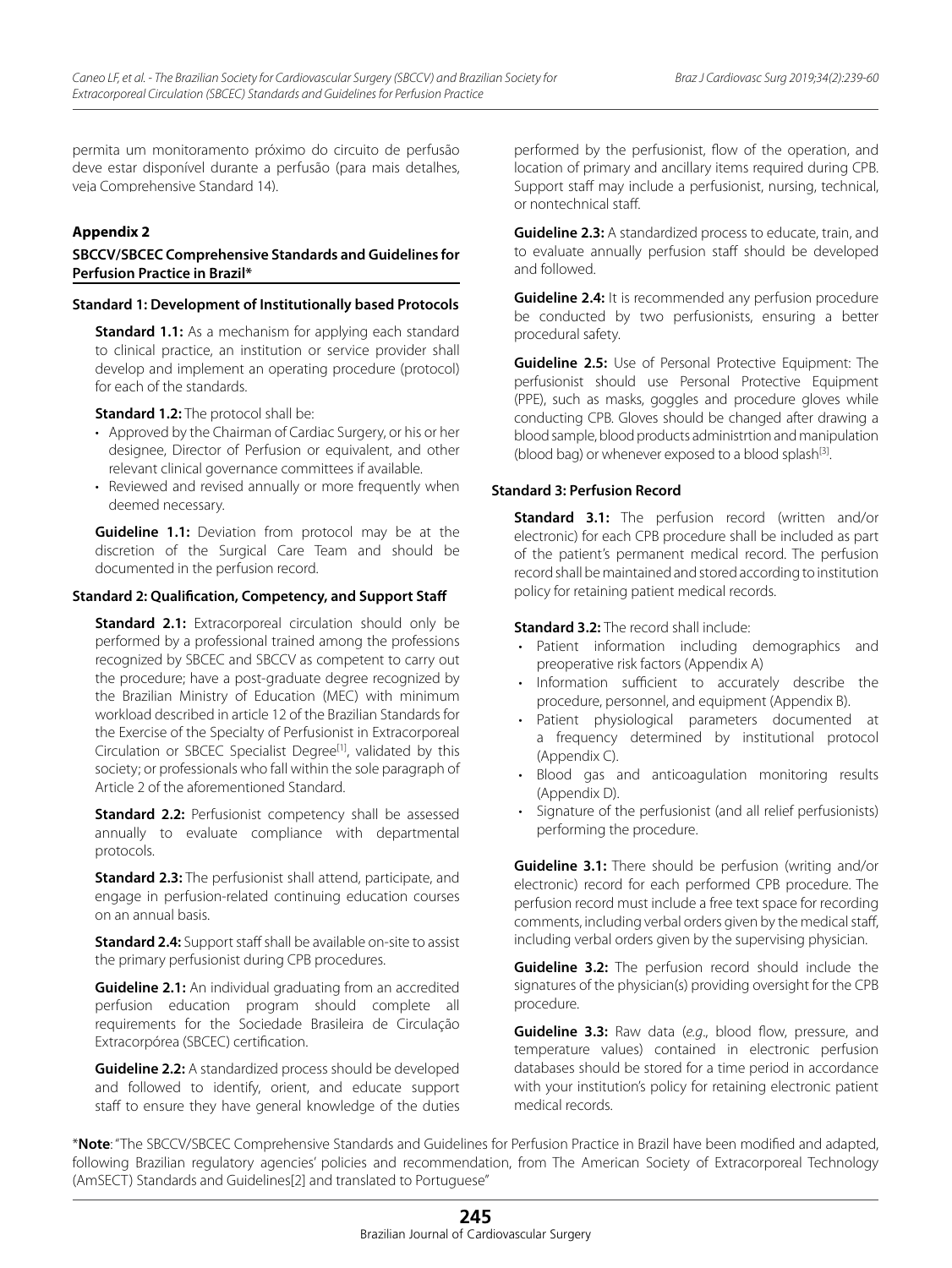permita um monitoramento próximo do circuito de perfusão deve estar disponível durante a perfusão (para mais detalhes, veja Comprehensive Standard 14).

## Appendix 2

### SBCCV/SBCEC Comprehensive Standards and Guidelines for Perfusion Practice in Brazil*

#### Standard 1: Development of Institutionally based Protocols

**Standard 1.1:** As a mechanism for applying each standard to clinical practice, an institution or service provider shall develop and implement an operating procedure (protocol) for each of the standards.

**Standard 1.2:** The protocol shall be:

- Approved by the Chairman of Cardiac Surgery, or his or her designee, Director of Perfusion or equivalent, and other relevant clinical governance committees if available.
- Reviewed and revised annually or more frequently when deemed necessary.

**Guideline 1.1:** Deviation from protocol may be at the discretion of the Surgical Care Team and should be documented in the perfusion record.

#### Standard 2: Qualification, Competency, and Support Staff

**Standard 2.1:** Extracorporeal circulation should only be performed by a professional trained among the professions recognized by SBCEC and SBCCV as competent to carry out the procedure; have a post-graduate degree recognized by the Brazilian Ministry of Education (MEC) with minimum workload described in article 12 of the Brazilian Standards for the Exercise of the Specialty of Perfusionist in Extracorporeal Circulation or SBCEC Specialist Degree[1], validated by this society; or professionals who fall within the sole paragraph of Article 2 of the aforementioned Standard.

**Standard 2.2:** Perfusionist competency shall be assessed annually to evaluate compliance with departmental protocols.

**Standard 2.3:** The perfusionist shall attend, participate, and engage in perfusion-related continuing education courses on an annual basis.

**Standard 2.4:** Support staff shall be available on-site to assist the primary perfusionist during CPB procedures.

**Guideline 2.1:** An individual graduating from an accredited perfusion education program should complete all requirements for the Sociedade Brasileira de Circulação Extracorpórea (SBCEC) certification.

**Guideline 2.2:** A standardized process should be developed and followed to identify, orient, and educate support staff to ensure they have general knowledge of the duties performed by the perfusionist, flow of the operation, and location of primary and ancillary items required during CPB. Support staff may include a perfusionist, nursing, technical, or nontechnical staff.

**Guideline 2.3:** A standardized process to educate, train, and to evaluate annually perfusion staff should be developed and followed.

**Guideline 2.4:** It is recommended any perfusion procedure be conducted by two perfusionists, ensuring a better procedural safety.

**Guideline 2.5:** Use of Personal Protective Equipment: The perfusionist should use Personal Protective Equipment (PPE), such as masks, goggles and procedure gloves while conducting CPB. Gloves should be changed after drawing a blood sample, blood products administrtion and manipulation (blood bag) or whenever exposed to a blood splash[3].

#### Standard 3: Perfusion Record

**Standard 3.1:** The perfusion record (written and/or electronic) for each CPB procedure shall be included as part of the patient's permanent medical record. The perfusion record shall be maintained and stored according to institution policy for retaining patient medical records.

**Standard 3.2:** The record shall include:

- Patient information including demographics and preoperative risk factors (Appendix A)
- Information sufficient to accurately describe the procedure, personnel, and equipment (Appendix B).
- Patient physiological parameters documented at a frequency determined by institutional protocol (Appendix C).
- Blood gas and anticoagulation monitoring results (Appendix D).
- Signature of the perfusionist (and all relief perfusionists) performing the procedure.

**Guideline 3.1:** There should be perfusion (writing and/or electronic) record for each performed CPB procedure. The perfusion record must include a free text space for recording comments, including verbal orders given by the medical staff, including verbal orders given by the supervising physician.

**Guideline 3.2:** The perfusion record should include the signatures of the physician(s) providing oversight for the CPB procedure.

**Guideline 3.3:** Raw data (*e.g.*, blood flow, pressure, and temperature values) contained in electronic perfusion databases should be stored for a time period in accordance with your institution's policy for retaining electronic patient medical records.

*__Note__: "The SBCCV/SBCEC Comprehensive Standards and Guidelines for Perfusion Practice in Brazil have been modified and adapted, following Brazilian regulatory agencies' policies and recommendation, from The American Society of Extracorporeal Technology (AmSECT) Standards and Guidelines[2] and translated to Portuguese"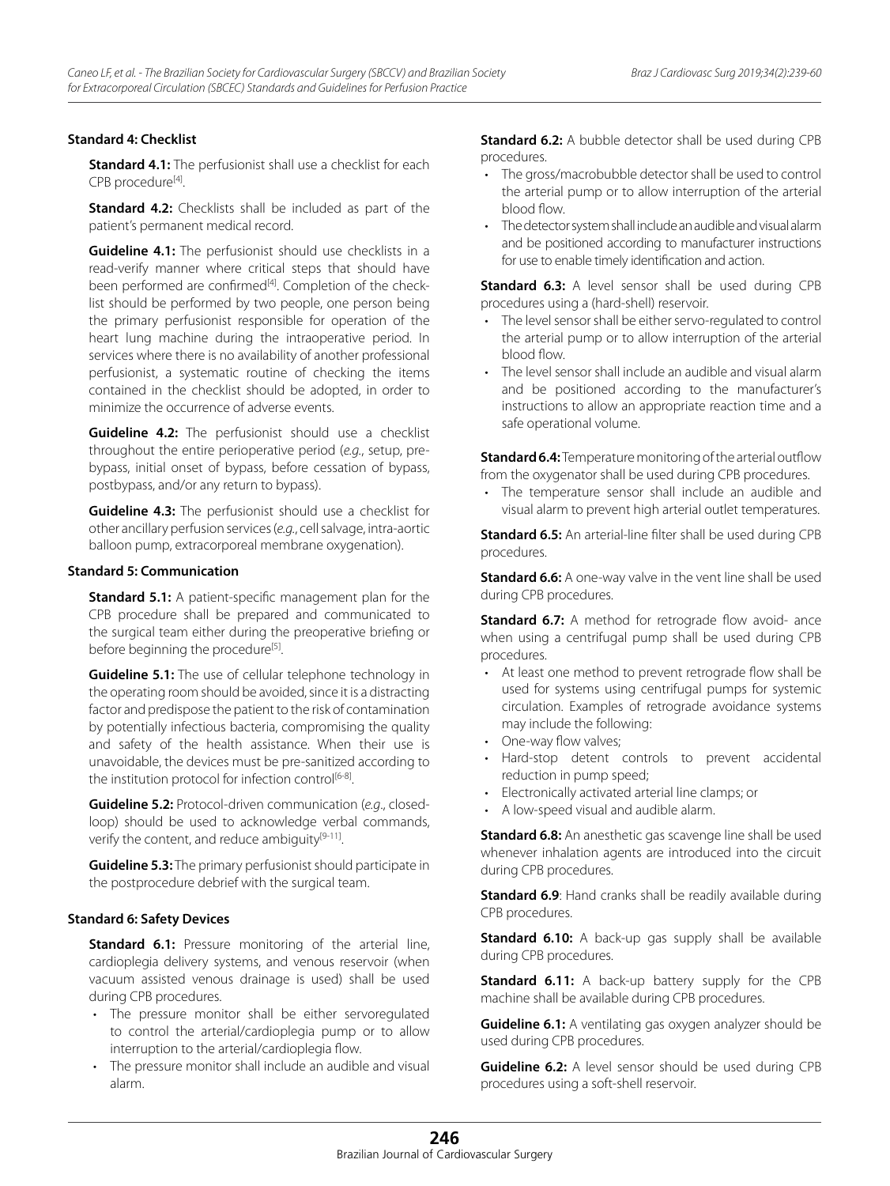**Standard 4: Checklist**

**Standard 4.1:** The perfusionist shall use a checklist for each CPB procedure[4].

**Standard 4.2:** Checklists shall be included as part of the patient's permanent medical record.

**Guideline 4.1:** The perfusionist should use checklists in a read-verify manner where critical steps that should have been performed are confirmed[4]. Completion of the checklist should be performed by two people, one person being the primary perfusionist responsible for operation of the heart lung machine during the intraoperative period. In services where there is no availability of another professional perfusionist, a systematic routine of checking the items contained in the checklist should be adopted, in order to minimize the occurrence of adverse events.

**Guideline 4.2:** The perfusionist should use a checklist throughout the entire perioperative period (*e.g.*, setup, prebypass, initial onset of bypass, before cessation of bypass, postbypass, and/or any return to bypass).

**Guideline 4.3:** The perfusionist should use a checklist for other ancillary perfusion services (*e.g.*, cell salvage, intra-aortic balloon pump, extracorporeal membrane oxygenation).

**Standard 5: Communication**

**Standard 5.1:** A patient-specific management plan for the CPB procedure shall be prepared and communicated to the surgical team either during the preoperative briefing or before beginning the procedure[5].

**Guideline 5.1:** The use of cellular telephone technology in the operating room should be avoided, since it is a distracting factor and predispose the patient to the risk of contamination by potentially infectious bacteria, compromising the quality and safety of the health assistance. When their use is unavoidable, the devices must be pre-sanitized according to the institution protocol for infection control[6-8].

**Guideline 5.2:** Protocol-driven communication (*e.g.*, closed-loop) should be used to acknowledge verbal commands, verify the content, and reduce ambiguity[9-11].

**Guideline 5.3:** The primary perfusionist should participate in the postprocedure debrief with the surgical team.

**Standard 6: Safety Devices**

**Standard 6.1:** Pressure monitoring of the arterial line, cardioplegia delivery systems, and venous reservoir (when vacuum assisted venous drainage is used) shall be used during CPB procedures.

- The pressure monitor shall be either servoregulated to control the arterial/cardioplegia pump or to allow interruption to the arterial/cardioplegia flow.
- The pressure monitor shall include an audible and visual alarm.

**Standard 6.2:** A bubble detector shall be used during CPB procedures.

- The gross/macrobubble detector shall be used to control the arterial pump or to allow interruption of the arterial blood flow.
- The detector system shall include an audible and visual alarm and be positioned according to manufacturer instructions for use to enable timely identification and action.

**Standard 6.3:** A level sensor shall be used during CPB procedures using a (hard-shell) reservoir.

- The level sensor shall be either servo-regulated to control the arterial pump or to allow interruption of the arterial blood flow.
- The level sensor shall include an audible and visual alarm and be positioned according to the manufacturer's instructions to allow an appropriate reaction time and a safe operational volume.

**Standard 6.4:** Temperature monitoring of the arterial outflow from the oxygenator shall be used during CPB procedures.

- The temperature sensor shall include an audible and visual alarm to prevent high arterial outlet temperatures.

**Standard 6.5:** An arterial-line filter shall be used during CPB procedures.

**Standard 6.6:** A one-way valve in the vent line shall be used during CPB procedures.

**Standard 6.7:** A method for retrograde flow avoid- ance when using a centrifugal pump shall be used during CPB procedures.

- At least one method to prevent retrograde flow shall be used for systems using centrifugal pumps for systemic circulation. Examples of retrograde avoidance systems may include the following:
- One-way flow valves;
- Hard-stop detent controls to prevent accidental reduction in pump speed;
- Electronically activated arterial line clamps; or
- A low-speed visual and audible alarm.

**Standard 6.8:** An anesthetic gas scavenge line shall be used whenever inhalation agents are introduced into the circuit during CPB procedures.

**Standard 6.9**: Hand cranks shall be readily available during CPB procedures.

**Standard 6.10:** A back-up gas supply shall be available during CPB procedures.

**Standard 6.11:** A back-up battery supply for the CPB machine shall be available during CPB procedures.

**Guideline 6.1:** A ventilating gas oxygen analyzer should be used during CPB procedures.

**Guideline 6.2:** A level sensor should be used during CPB procedures using a soft-shell reservoir.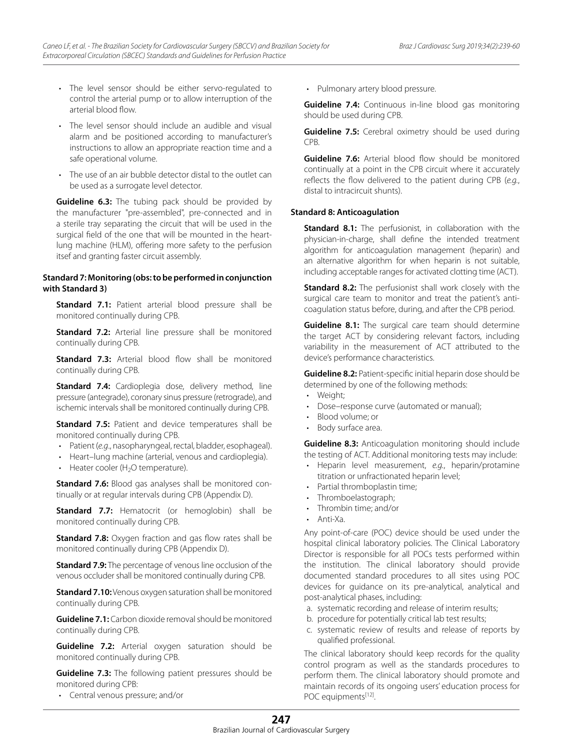- The level sensor should be either servo-regulated to control the arterial pump or to allow interruption of the arterial blood flow.
- The level sensor should include an audible and visual alarm and be positioned according to manufacturer's instructions to allow an appropriate reaction time and a safe operational volume.
- The use of an air bubble detector distal to the outlet can be used as a surrogate level detector.

**Guideline 6.3:** The tubing pack should be provided by the manufacturer "pre-assembled", pre-connected and in a sterile tray separating the circuit that will be used in the surgical field of the one that will be mounted in the heart-lung machine (HLM), offering more safety to the perfusion itself and granting faster circuit assembly.

#### Standard 7: Monitoring (obs: to be performed in conjunction with Standard 3)

**Standard 7.1:** Patient arterial blood pressure shall be monitored continually during CPB.

**Standard 7.2:** Arterial line pressure shall be monitored continually during CPB.

**Standard 7.3:** Arterial blood flow shall be monitored continually during CPB.

**Standard 7.4:** Cardioplegia dose, delivery method, line pressure (antegrade), coronary sinus pressure (retrograde), and ischemic intervals shall be monitored continually during CPB.

**Standard 7.5:** Patient and device temperatures shall be monitored continually during CPB.

- Patient (*e.g.*, nasopharyngeal, rectal, bladder, esophageal).
- Heart–lung machine (arterial, venous and cardioplegia).
- Heater cooler ($H_2O$ temperature).

**Standard 7.6:** Blood gas analyses shall be monitored continually or at regular intervals during CPB (Appendix D).

**Standard 7.7:** Hematocrit (or hemoglobin) shall be monitored continually during CPB.

**Standard 7.8:** Oxygen fraction and gas flow rates shall be monitored continually during CPB (Appendix D).

**Standard 7.9:** The percentage of venous line occlusion of the venous occluder shall be monitored continually during CPB.

**Standard 7.10:** Venous oxygen saturation shall be monitored continually during CPB.

**Guideline 7.1:** Carbon dioxide removal should be monitored continually during CPB.

**Guideline 7.2:** Arterial oxygen saturation should be monitored continually during CPB.

**Guideline 7.3:** The following patient pressures should be monitored during CPB:

- Central venous pressure; and/or
- Pulmonary artery blood pressure.

**Guideline 7.4:** Continuous in-line blood gas monitoring should be used during CPB.

**Guideline 7.5:** Cerebral oximetry should be used during CPB.

**Guideline 7.6:** Arterial blood flow should be monitored continually at a point in the CPB circuit where it accurately reflects the flow delivered to the patient during CPB (*e.g.*, distal to intracircuit shunts).

#### Standard 8: Anticoagulation

**Standard 8.1:** The perfusionist, in collaboration with the physician-in-charge, shall define the intended treatment algorithm for anticoagulation management (heparin) and an alternative algorithm for when heparin is not suitable, including acceptable ranges for activated clotting time (ACT).

**Standard 8.2:** The perfusionist shall work closely with the surgical care team to monitor and treat the patient's anti-coagulation status before, during, and after the CPB period.

**Guideline 8.1:** The surgical care team should determine the target ACT by considering relevant factors, including variability in the measurement of ACT attributed to the device's performance characteristics.

**Guideline 8.2:** Patient-specific initial heparin dose should be determined by one of the following methods:

- Weight;
- Dose–response curve (automated or manual);
- Blood volume; or
- Body surface area.

**Guideline 8.3:** Anticoagulation monitoring should include the testing of ACT. Additional monitoring tests may include:

- Heparin level measurement, *e.g.*, heparin/protamine titration or unfractionated heparin level;
- Partial thromboplastin time;
- Thromboelastograph;
- Thrombin time; and/or
- Anti-Xa.

Any point-of-care (POC) device should be used under the hospital clinical laboratory policies. The Clinical Laboratory Director is responsible for all POCs tests performed within the institution. The clinical laboratory should provide documented standard procedures to all sites using POC devices for guidance on its pre-analytical, analytical and post-analytical phases, including:

a. systematic recording and release of interim results;
b. procedure for potentially critical lab test results;
c. systematic review of results and release of reports by qualified professional.

The clinical laboratory should keep records for the quality control program as well as the standards procedures to perform them. The clinical laboratory should promote and maintain records of its ongoing users' education process for POC equipments[12].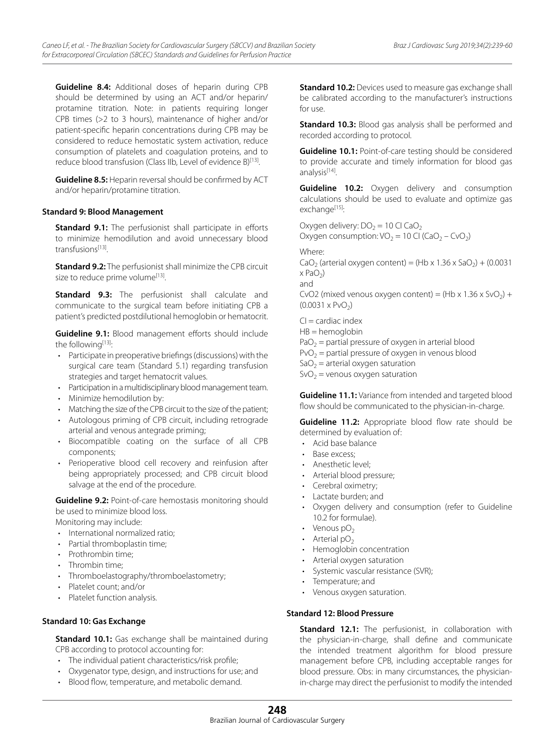**Guideline 8.4:** Additional doses of heparin during CPB should be determined by using an ACT and/or heparin/protamine titration. Note: in patients requiring longer CPB times (>2 to 3 hours), maintenance of higher and/or patient-specific heparin concentrations during CPB may be considered to reduce hemostatic system activation, reduce consumption of platelets and coagulation proteins, and to reduce blood transfusion (Class IIb, Level of evidence B)[13].

**Guideline 8.5:** Heparin reversal should be confirmed by ACT and/or heparin/protamine titration.

### Standard 9: Blood Management

**Standard 9.1:** The perfusionist shall participate in efforts to minimize hemodilution and avoid unnecessary blood transfusions[13].

**Standard 9.2:** The perfusionist shall minimize the CPB circuit size to reduce prime volume[13].

**Standard 9.3:** The perfusionist shall calculate and communicate to the surgical team before initiating CPB a patient's predicted postdilutional hemoglobin or hematocrit.

**Guideline 9.1:** Blood management efforts should include the following[13]:

- Participate in preoperative briefings (discussions) with the surgical care team (Standard 5.1) regarding transfusion strategies and target hematocrit values.
- Participation in a multidisciplinary blood management team.
- Minimize hemodilution by:
- Matching the size of the CPB circuit to the size of the patient;
- Autologous priming of CPB circuit, including retrograde arterial and venous antegrade priming;
- Biocompatible coating on the surface of all CPB components;
- Perioperative blood cell recovery and reinfusion after being appropriately processed; and CPB circuit blood salvage at the end of the procedure.

**Guideline 9.2:** Point-of-care hemostasis monitoring should be used to minimize blood loss.

Monitoring may include:

- International normalized ratio;
- Partial thromboplastin time;
- Prothrombin time;
- Thrombin time;
- Thromboelastography/thromboelastometry;
- Platelet count; and/or
- Platelet function analysis.

### Standard 10: Gas Exchange

**Standard 10.1:** Gas exchange shall be maintained during CPB according to protocol accounting for:

- The individual patient characteristics/risk profile;
- Oxygenator type, design, and instructions for use; and
- Blood flow, temperature, and metabolic demand.

**Standard 10.2:** Devices used to measure gas exchange shall be calibrated according to the manufacturer's instructions for use.

**Standard 10.3:** Blood gas analysis shall be performed and recorded according to protocol.

**Guideline 10.1:** Point-of-care testing should be considered to provide accurate and timely information for blood gas analysis[14].

**Guideline 10.2:** Oxygen delivery and consumption calculations should be used to evaluate and optimize gas exchange[15]:

Oxygen delivery: $DO_2 = 10\ CI\ CaO_2$

Oxygen consumption: $VO_2 = 10\ CI\ (CaO_2 - CvO_2)$

Where:

$CaO_2$ (arterial oxygen content) = $(Hb \times 1.36 \times SaO_2) + (0.0031 \times PaO_2)$

and

CvO2 (mixed venous oxygen content) = $(Hb \times 1.36 \times SvO_2) + (0.0031 \times PvO_2)$

CI = cardiac index

HB = hemoglobin

$PaO_2$ = partial pressure of oxygen in arterial blood

$PvO_2$ = partial pressure of oxygen in venous blood

$SaO_2$ = arterial oxygen saturation

$SvO_2$ = venous oxygen saturation

**Guideline 11.1:** Variance from intended and targeted blood flow should be communicated to the physician-in-charge.

**Guideline 11.2:** Appropriate blood flow rate should be determined by evaluation of:

- Acid base balance
- Base excess;
- Anesthetic level;
- Arterial blood pressure;
- Cerebral oximetry;
- Lactate burden; and
- Oxygen delivery and consumption (refer to Guideline 10.2 for formulae).
- Venous $pO_2$
- Arterial $pO_2$
- Hemoglobin concentration
- Arterial oxygen saturation
- Systemic vascular resistance (SVR);
- Temperature; and
- Venous oxygen saturation.

### Standard 12: Blood Pressure

**Standard 12.1:** The perfusionist, in collaboration with the physician-in-charge, shall define and communicate the intended treatment algorithm for blood pressure management before CPB, including acceptable ranges for blood pressure. Obs: in many circumstances, the physician-in-charge may direct the perfusionist to modify the intended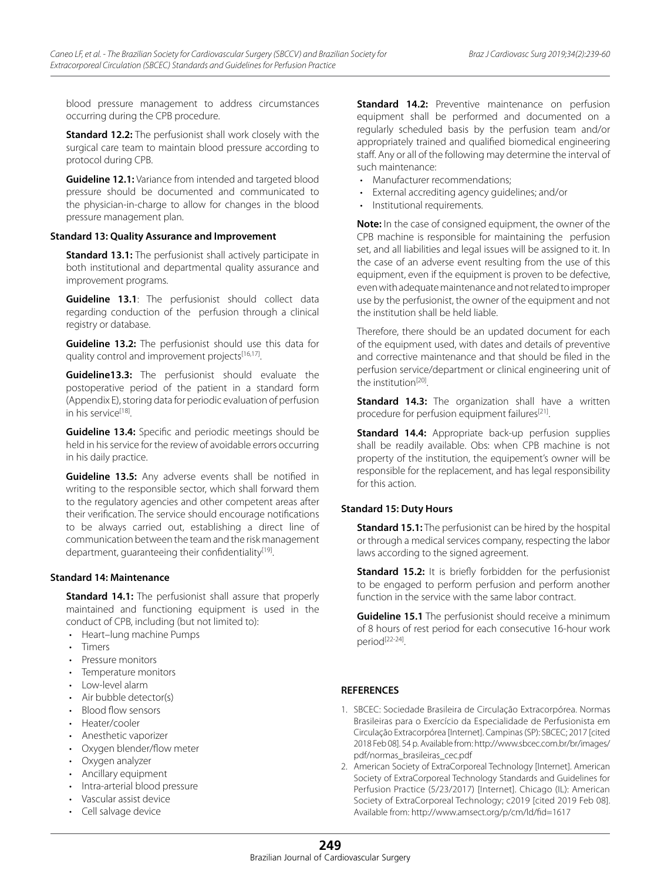blood pressure management to address circumstances occurring during the CPB procedure.

**Standard 12.2:** The perfusionist shall work closely with the surgical care team to maintain blood pressure according to protocol during CPB.

**Guideline 12.1:** Variance from intended and targeted blood pressure should be documented and communicated to the physician-in-charge to allow for changes in the blood pressure management plan.

**Standard 13: Quality Assurance and Improvement**

**Standard 13.1:** The perfusionist shall actively participate in both institutional and departmental quality assurance and improvement programs.

**Guideline 13.1**: The perfusionist should collect data regarding conduction of the perfusion through a clinical registry or database.

**Guideline 13.2:** The perfusionist should use this data for quality control and improvement projects[16,17].

**Guideline13.3:** The perfusionist should evaluate the postoperative period of the patient in a standard form (Appendix E), storing data for periodic evaluation of perfusion in his service[18].

**Guideline 13.4:** Specific and periodic meetings should be held in his service for the review of avoidable errors occurring in his daily practice.

**Guideline 13.5:** Any adverse events shall be notified in writing to the responsible sector, which shall forward them to the regulatory agencies and other competent areas after their verification. The service should encourage notifications to be always carried out, establishing a direct line of communication between the team and the risk management department, guaranteeing their confidentiality[19].

**Standard 14: Maintenance**

**Standard 14.1:** The perfusionist shall assure that properly maintained and functioning equipment is used in the conduct of CPB, including (but not limited to):

- Heart–lung machine Pumps
- Timers
- Pressure monitors
- Temperature monitors
- Low-level alarm
- Air bubble detector(s)
- Blood flow sensors
- Heater/cooler
- Anesthetic vaporizer
- Oxygen blender/flow meter
- Oxygen analyzer
- Ancillary equipment
- Intra-arterial blood pressure
- Vascular assist device
- Cell salvage device

**Standard 14.2:** Preventive maintenance on perfusion equipment shall be performed and documented on a regularly scheduled basis by the perfusion team and/or appropriately trained and qualified biomedical engineering staff. Any or all of the following may determine the interval of such maintenance:

- Manufacturer recommendations;
- External accrediting agency guidelines; and/or
- Institutional requirements.

**Note:** In the case of consigned equipment, the owner of the CPB machine is responsible for maintaining the perfusion set, and all liabilities and legal issues will be assigned to it. In the case of an adverse event resulting from the use of this equipment, even if the equipment is proven to be defective, even with adequate maintenance and not related to improper use by the perfusionist, the owner of the equipment and not the institution shall be held liable.

Therefore, there should be an updated document for each of the equipment used, with dates and details of preventive and corrective maintenance and that should be filed in the perfusion service/department or clinical engineering unit of the institution[20].

**Standard 14.3:** The organization shall have a written procedure for perfusion equipment failures[21].

**Standard 14.4:** Appropriate back-up perfusion supplies shall be readily available. Obs: when CPB machine is not property of the institution, the equipement's owner will be responsible for the replacement, and has legal responsibility for this action.

**Standard 15: Duty Hours**

**Standard 15.1:** The perfusionist can be hired by the hospital or through a medical services company, respecting the labor laws according to the signed agreement.

**Standard 15.2:** It is briefly forbidden for the perfusionist to be engaged to perform perfusion and perform another function in the service with the same labor contract.

**Guideline 15.1** The perfusionist should receive a minimum of 8 hours of rest period for each consecutive 16-hour work period[22-24].

## REFERENCES

1. SBCEC: Sociedade Brasileira de Circulação Extracorpórea. Normas Brasileiras para o Exercício da Especialidade de Perfusionista em Circulação Extracorpórea [Internet]. Campinas (SP): SBCEC; 2017 [cited 2018 Feb 08]. 54 p. Available from: http://www.sbcec.com.br/br/images/pdf/normas_brasileiras_cec.pdf
2. American Society of ExtraCorporeal Technology [Internet]. American Society of ExtraCorporeal Technology Standards and Guidelines for Perfusion Practice (5/23/2017) [Internet]. Chicago (IL): American Society of ExtraCorporeal Technology; c2019 [cited 2019 Feb 08]. Available from: http://www.amsect.org/p/cm/ld/fid=1617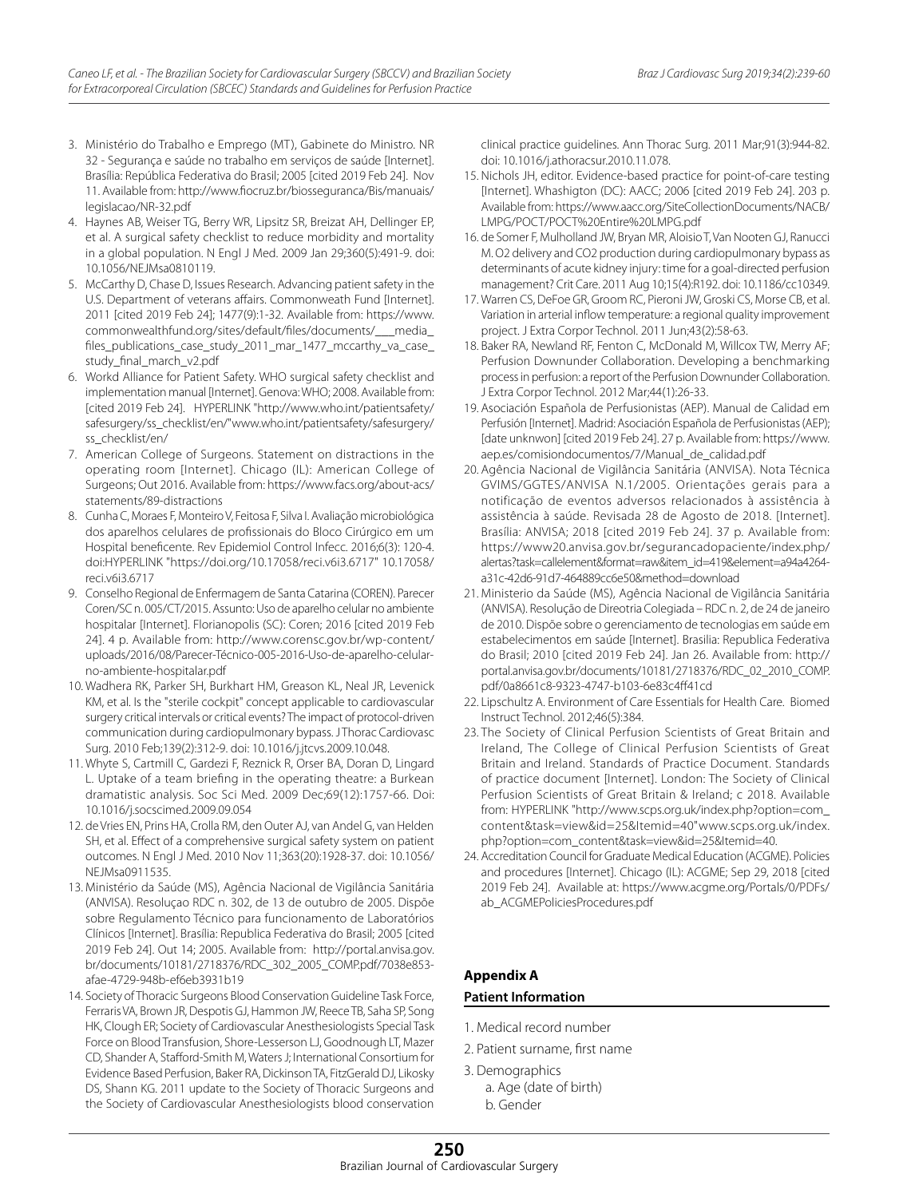3. Ministério do Trabalho e Emprego (MT), Gabinete do Ministro. NR 32 - Segurança e saúde no trabalho em serviços de saúde [Internet]. Brasília: República Federativa do Brasil; 2005 [cited 2019 Feb 24]. Nov 11. Available from: http://www.fiocruz.br/biosseguranca/Bis/manuais/legislacao/NR-32.pdf
4. Haynes AB, Weiser TG, Berry WR, Lipsitz SR, Breizat AH, Dellinger EP, et al. A surgical safety checklist to reduce morbidity and mortality in a global population. N Engl J Med. 2009 Jan 29;360(5):491-9. doi: 10.1056/NEJMsa0810119.
5. McCarthy D, Chase D, Issues Research. Advancing patient safety in the U.S. Department of veterans affairs. Commonweath Fund [Internet]. 2011 [cited 2019 Feb 24]; 1477(9):1-32. Available from: https://www.commonwealthfund.org/sites/default/files/documents/___media_files_publications_case_study_2011_mar_1477_mccarthy_va_case_study_final_march_v2.pdf
6. Workd Alliance for Patient Safety. WHO surgical safety checklist and implementation manual [Internet]. Genova: WHO; 2008. Available from: [cited 2019 Feb 24]. HYPERLINK "http://www.who.int/patientsafety/safesurgery/ss_checklist/en/"www.who.int/patientsafety/safesurgery/ss_checklist/en/
7. American College of Surgeons. Statement on distractions in the operating room [Internet]. Chicago (IL): American College of Surgeons; Out 2016. Available from: https://www.facs.org/about-acs/statements/89-distractions
8. Cunha C, Moraes F, Monteiro V, Feitosa F, Silva I. Avaliação microbiológica dos aparelhos celulares de profissionais do Bloco Cirúrgico em um Hospital beneficente. Rev Epidemiol Control Infecc. 2016;6(3): 120-4. doi:HYPERLINK "https://doi.org/10.17058/reci.v6i3.6717" 10.17058/reci.v6i3.6717
9. Conselho Regional de Enfermagem de Santa Catarina (COREN). Parecer Coren/SC n. 005/CT/2015. Assunto: Uso de aparelho celular no ambiente hospitalar [Internet]. Florianopolis (SC): Coren; 2016 [cited 2019 Feb 24]. 4 p. Available from: http://www.corensc.gov.br/wp-content/uploads/2016/08/Parecer-Técnico-005-2016-Uso-de-aparelho-celular-no-ambiente-hospitalar.pdf
10. Wadhera RK, Parker SH, Burkhart HM, Greason KL, Neal JR, Levenick KM, et al. Is the "sterile cockpit" concept applicable to cardiovascular surgery critical intervals or critical events? The impact of protocol-driven communication during cardiopulmonary bypass. J Thorac Cardiovasc Surg. 2010 Feb;139(2):312-9. doi: 10.1016/j.jtcvs.2009.10.048.
11. Whyte S, Cartmill C, Gardezi F, Reznick R, Orser BA, Doran D, Lingard L. Uptake of a team briefing in the operating theatre: a Burkean dramatistic analysis. Soc Sci Med. 2009 Dec;69(12):1757-66. Doi: 10.1016/j.socscimed.2009.09.054
12. de Vries EN, Prins HA, Crolla RM, den Outer AJ, van Andel G, van Helden SH, et al. Effect of a comprehensive surgical safety system on patient outcomes. N Engl J Med. 2010 Nov 11;363(20):1928-37. doi: 10.1056/NEJMsa0911535.
13. Ministério da Saúde (MS), Agência Nacional de Vigilância Sanitária (ANVISA). Resoluçao RDC n. 302, de 13 de outubro de 2005. Dispõe sobre Regulamento Técnico para funcionamento de Laboratórios Clínicos [Internet]. Brasília: Republica Federativa do Brasil; 2005 [cited 2019 Feb 24]. Out 14; 2005. Available from: http://portal.anvisa.gov.br/documents/10181/2718376/RDC_302_2005_COMP.pdf/7038e853-afae-4729-948b-ef6eb3931b19
14. Society of Thoracic Surgeons Blood Conservation Guideline Task Force, Ferraris VA, Brown JR, Despotis GJ, Hammon JW, Reece TB, Saha SP, Song HK, Clough ER; Society of Cardiovascular Anesthesiologists Special Task Force on Blood Transfusion, Shore-Lesserson LJ, Goodnough LT, Mazer CD, Shander A, Stafford-Smith M, Waters J; International Consortium for Evidence Based Perfusion, Baker RA, Dickinson TA, FitzGerald DJ, Likosky DS, Shann KG. 2011 update to the Society of Thoracic Surgeons and the Society of Cardiovascular Anesthesiologists blood conservation clinical practice guidelines. Ann Thorac Surg. 2011 Mar;91(3):944-82. doi: 10.1016/j.athoracsur.2010.11.078.
15. Nichols JH, editor. Evidence-based practice for point-of-care testing [Internet]. Whashigton (DC): AACC; 2006 [cited 2019 Feb 24]. 203 p. Available from: https://www.aacc.org/SiteCollectionDocuments/NACB/LMPG/POCT/POCT%20Entire%20LMPG.pdf
16. de Somer F, Mulholland JW, Bryan MR, Aloisio T, Van Nooten GJ, Ranucci M. O2 delivery and CO2 production during cardiopulmonary bypass as determinants of acute kidney injury: time for a goal-directed perfusion management? Crit Care. 2011 Aug 10;15(4):R192. doi: 10.1186/cc10349.
17. Warren CS, DeFoe GR, Groom RC, Pieroni JW, Groski CS, Morse CB, et al. Variation in arterial inflow temperature: a regional quality improvement project. J Extra Corpor Technol. 2011 Jun;43(2):58-63.
18. Baker RA, Newland RF, Fenton C, McDonald M, Willcox TW, Merry AF; Perfusion Downunder Collaboration. Developing a benchmarking process in perfusion: a report of the Perfusion Downunder Collaboration. J Extra Corpor Technol. 2012 Mar;44(1):26-33.
19. Asociación Española de Perfusionistas (AEP). Manual de Calidad em Perfusión [Internet]. Madrid: Asociación Española de Perfusionistas (AEP); [date unknwon] [cited 2019 Feb 24]. 27 p. Available from: https://www.aep.es/comisiondocumentos/7/Manual_de_calidad.pdf
20. Agência Nacional de Vigilância Sanitária (ANVISA). Nota Técnica GVIMS/GGTES/ANVISA N.1/2005. Orientações gerais para a notificação de eventos adversos relacionados à assistência à assistência à saúde. Revisada 28 de Agosto de 2018. [Internet]. Brasília: ANVISA; 2018 [cited 2019 Feb 24]. 37 p. Available from: https://www20.anvisa.gov.br/segurancadopaciente/index.php/alertas?task=callelement&format=raw&item_id=419&element=a94a4264-a31c-42d6-91d7-464889cc6e50&method=download
21. Ministerio da Saúde (MS), Agência Nacional de Vigilância Sanitária (ANVISA). Resolução de Direotria Colegiada – RDC n. 2, de 24 de janeiro de 2010. Dispõe sobre o gerenciamento de tecnologias em saúde em estabelecimentos em saúde [Internet]. Brasilia: Republica Federativa do Brasil; 2010 [cited 2019 Feb 24]. Jan 26. Available from: http://portal.anvisa.gov.br/documents/10181/2718376/RDC_02_2010_COMP.pdf/0a8661c8-9323-4747-b103-6e83c4ff41cd
22. Lipschultz A. Environment of Care Essentials for Health Care. Biomed Instruct Technol. 2012;46(5):384.
23. The Society of Clinical Perfusion Scientists of Great Britain and Ireland, The College of Clinical Perfusion Scientists of Great Britain and Ireland. Standards of Practice Document. Standards of practice document [Internet]. London: The Society of Clinical Perfusion Scientists of Great Britain & Ireland; c 2018. Available from: HYPERLINK "http://www.scps.org.uk/index.php?option=com_content&task=view&id=25&Itemid=40"www.scps.org.uk/index.php?option=com_content&task=view&id=25&Itemid=40.
24. Accreditation Council for Graduate Medical Education (ACGME). Policies and procedures [Internet]. Chicago (IL): ACGME; Sep 29, 2018 [cited 2019 Feb 24]. Available at: https://www.acgme.org/Portals/0/PDFs/ab_ACGMEPoliciesProcedures.pdf

## Appendix A

### Patient Information

1. Medical record number
2. Patient surname, first name
3. Demographics
   a. Age (date of birth)
   b. Gender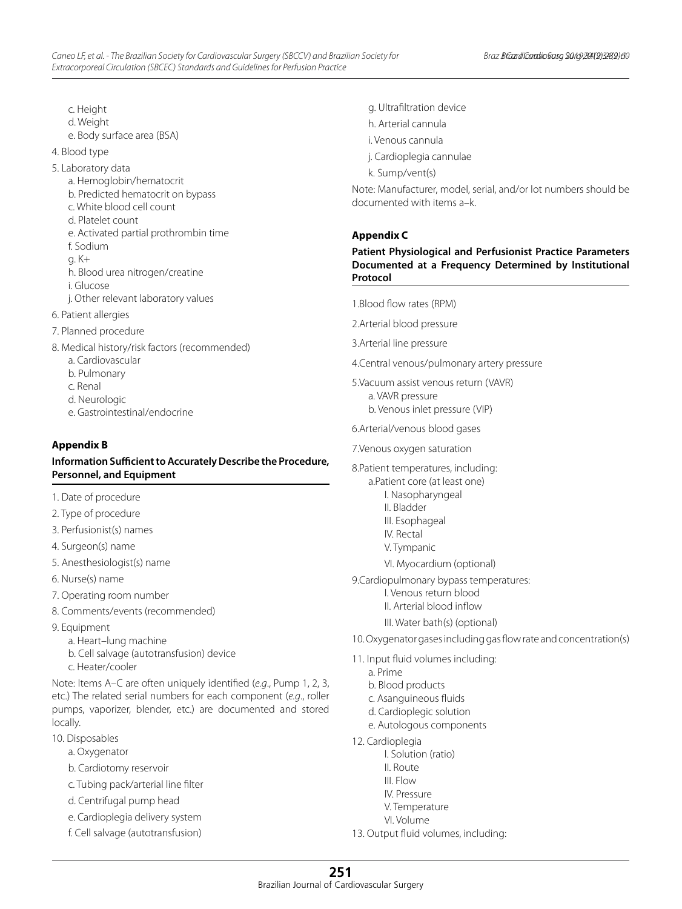c. Height
d. Weight
e. Body surface area (BSA)

4. Blood type

5. Laboratory data
   a. Hemoglobin/hematocrit
   b. Predicted hematocrit on bypass
   c. White blood cell count
   d. Platelet count
   e. Activated partial prothrombin time
   f. Sodium
   g. K+
   h. Blood urea nitrogen/creatine
   i. Glucose
   j. Other relevant laboratory values

6. Patient allergies

7. Planned procedure

8. Medical history/risk factors (recommended)
   a. Cardiovascular
   b. Pulmonary
   c. Renal
   d. Neurologic
   e. Gastrointestinal/endocrine

### Appendix B

**Information Sufficient to Accurately Describe the Procedure, Personnel, and Equipment**

1. Date of procedure
2. Type of procedure
3. Perfusionist(s) names
4. Surgeon(s) name
5. Anesthesiologist(s) name
6. Nurse(s) name
7. Operating room number
8. Comments/events (recommended)
9. Equipment
   a. Heart–lung machine
   b. Cell salvage (autotransfusion) device
   c. Heater/cooler

Note: Items A–C are often uniquely identified (*e.g*., Pump 1, 2, 3, etc.) The related serial numbers for each component (*e.g*., roller pumps, vaporizer, blender, etc.) are documented and stored locally.

10. Disposables
    a. Oxygenator
    b. Cardiotomy reservoir
    c. Tubing pack/arterial line filter
    d. Centrifugal pump head
    e. Cardioplegia delivery system
    f. Cell salvage (autotransfusion)
    g. Ultrafiltration device
    h. Arterial cannula
    i. Venous cannula
    j. Cardioplegia cannulae
    k. Sump/vent(s)

Note: Manufacturer, model, serial, and/or lot numbers should be documented with items a–k.

### Appendix C

**Patient Physiological and Perfusionist Practice Parameters Documented at a Frequency Determined by Institutional Protocol**

1. Blood flow rates (RPM)
2. Arterial blood pressure
3. Arterial line pressure
4. Central venous/pulmonary artery pressure
5. Vacuum assist venous return (VAVR)
   a. VAVR pressure
   b. Venous inlet pressure (VIP)
6. Arterial/venous blood gases
7. Venous oxygen saturation
8. Patient temperatures, including:
   a. Patient core (at least one)
      I. Nasopharyngeal
      II. Bladder
      III. Esophageal
      IV. Rectal
      V. Tympanic
      VI. Myocardium (optional)
9. Cardiopulmonary bypass temperatures:
   I. Venous return blood
   II. Arterial blood inflow
   III. Water bath(s) (optional)
10. Oxygenator gases including gas flow rate and concentration(s)
11. Input fluid volumes including:
    a. Prime
    b. Blood products
    c. Asanguineous fluids
    d. Cardioplegic solution
    e. Autologous components
12. Cardioplegia
    I. Solution (ratio)
    II. Route
    III. Flow
    IV. Pressure
    V. Temperature
    VI. Volume
13. Output fluid volumes, including: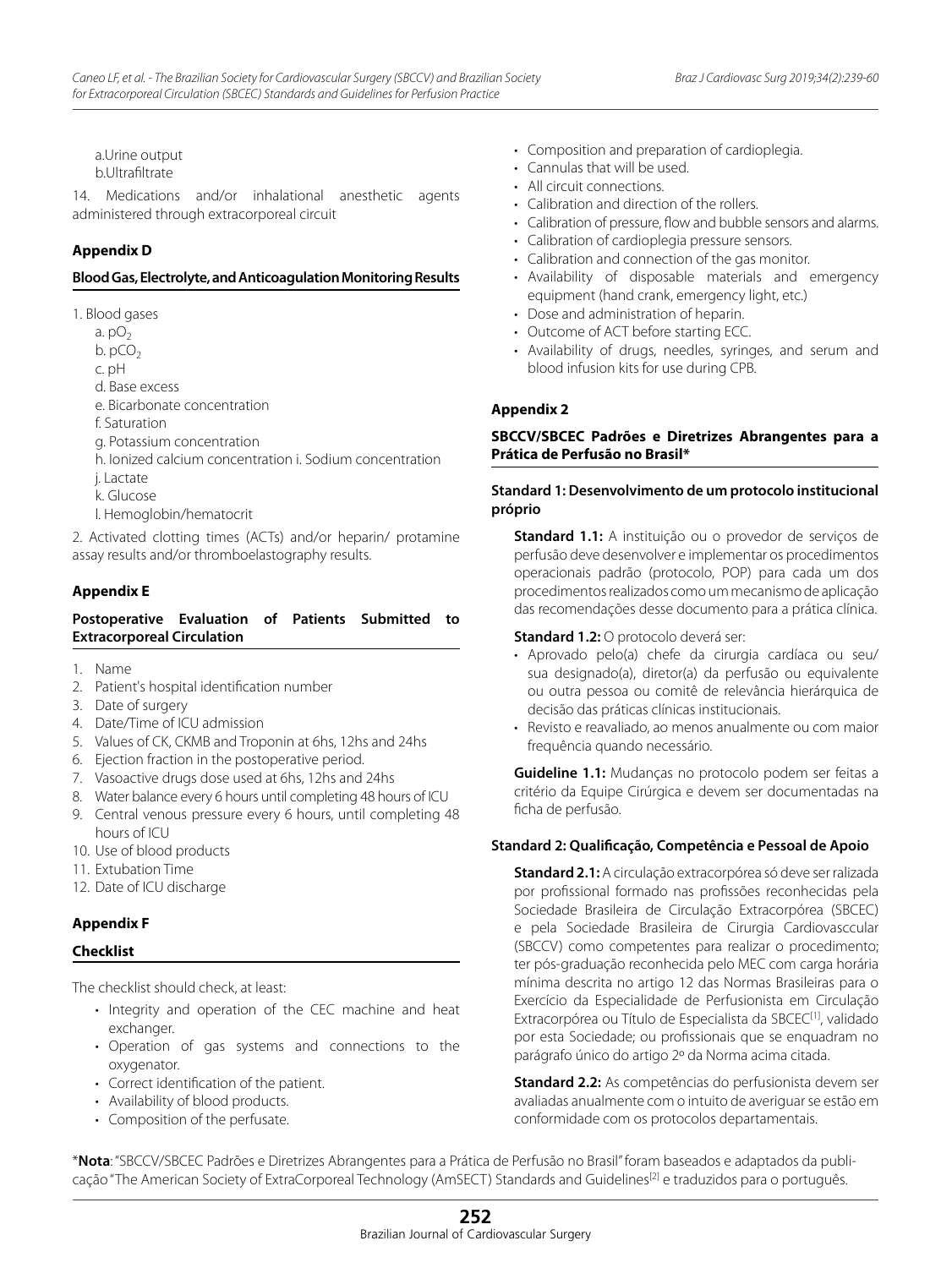a.Urine output
b.Ultrafiltrate

14. Medications and/or inhalational anesthetic agents administered through extracorporeal circuit

## Appendix D

### Blood Gas, Electrolyte, and Anticoagulation Monitoring Results

1. Blood gases
   a. $pO_2$
   b. $pCO_2$
   c. pH
   d. Base excess
   e. Bicarbonate concentration
   f. Saturation
   g. Potassium concentration
   h. Ionized calcium concentration i. Sodium concentration
   j. Lactate
   k. Glucose
   l. Hemoglobin/hematocrit

2. Activated clotting times (ACTs) and/or heparin/ protamine assay results and/or thromboelastography results.

## Appendix E

### Postoperative Evaluation of Patients Submitted to Extracorporeal Circulation

1. Name
2. Patient's hospital identification number
3. Date of surgery
4. Date/Time of ICU admission
5. Values of CK, CKMB and Troponin at 6hs, 12hs and 24hs
6. Ejection fraction in the postoperative period.
7. Vasoactive drugs dose used at 6hs, 12hs and 24hs
8. Water balance every 6 hours until completing 48 hours of ICU
9. Central venous pressure every 6 hours, until completing 48 hours of ICU
10. Use of blood products
11. Extubation Time
12. Date of ICU discharge

## Appendix F

### Checklist

The checklist should check, at least:

- Integrity and operation of the CEC machine and heat exchanger.
- Operation of gas systems and connections to the oxygenator.
- Correct identification of the patient.
- Availability of blood products.
- Composition of the perfusate.
- Composition and preparation of cardioplegia.
- Cannulas that will be used.
- All circuit connections.
- Calibration and direction of the rollers.
- Calibration of pressure, flow and bubble sensors and alarms.
- Calibration of cardioplegia pressure sensors.
- Calibration and connection of the gas monitor.
- Availability of disposable materials and emergency equipment (hand crank, emergency light, etc.)
- Dose and administration of heparin.
- Outcome of ACT before starting ECC.
- Availability of drugs, needles, syringes, and serum and blood infusion kits for use during CPB.

## Appendix 2

### SBCCV/SBCEC Padrões e Diretrizes Abrangentes para a Prática de Perfusão no Brasil*

#### Standard 1: Desenvolvimento de um protocolo institucional próprio

**Standard 1.1:** A instituição ou o provedor de serviços de perfusão deve desenvolver e implementar os procedimentos operacionais padrão (protocolo, POP) para cada um dos procedimentos realizados como um mecanismo de aplicação das recomendações desse documento para a prática clínica.

**Standard 1.2:** O protocolo deverá ser:

- Aprovado pelo(a) chefe da cirurgia cardíaca ou seu/ sua designado(a), diretor(a) da perfusão ou equivalente ou outra pessoa ou comitê de relevância hierárquica de decisão das práticas clínicas institucionais.
- Revisto e reavaliado, ao menos anualmente ou com maior frequência quando necessário.

**Guideline 1.1:** Mudanças no protocolo podem ser feitas a critério da Equipe Cirúrgica e devem ser documentadas na ficha de perfusão.

#### Standard 2: Qualificação, Competência e Pessoal de Apoio

**Standard 2.1:** A circulação extracorpórea só deve ser ralizada por profissional formado nas profissões reconhecidas pela Sociedade Brasileira de Circulação Extracorpórea (SBCEC) e pela Sociedade Brasileira de Cirurgia Cardiovasccular (SBCCV) como competentes para realizar o procedimento; ter pós-graduação reconhecida pelo MEC com carga horária mínima descrita no artigo 12 das Normas Brasileiras para o Exercício da Especialidade de Perfusionista em Circulação Extracorpórea ou Título de Especialista da SBCEC[1], validado por esta Sociedade; ou profissionais que se enquadram no parágrafo único do artigo 2º da Norma acima citada.

**Standard 2.2:** As competências do perfusionista devem ser avaliadas anualmente com o intuito de averiguar se estão em conformidade com os protocolos departamentais.

\***Nota**: "SBCCV/SBCEC Padrões e Diretrizes Abrangentes para a Prática de Perfusão no Brasil" foram baseados e adaptados da publicação "The American Society of ExtraCorporeal Technology (AmSECT) Standards and Guidelines[2] e traduzidos para o português.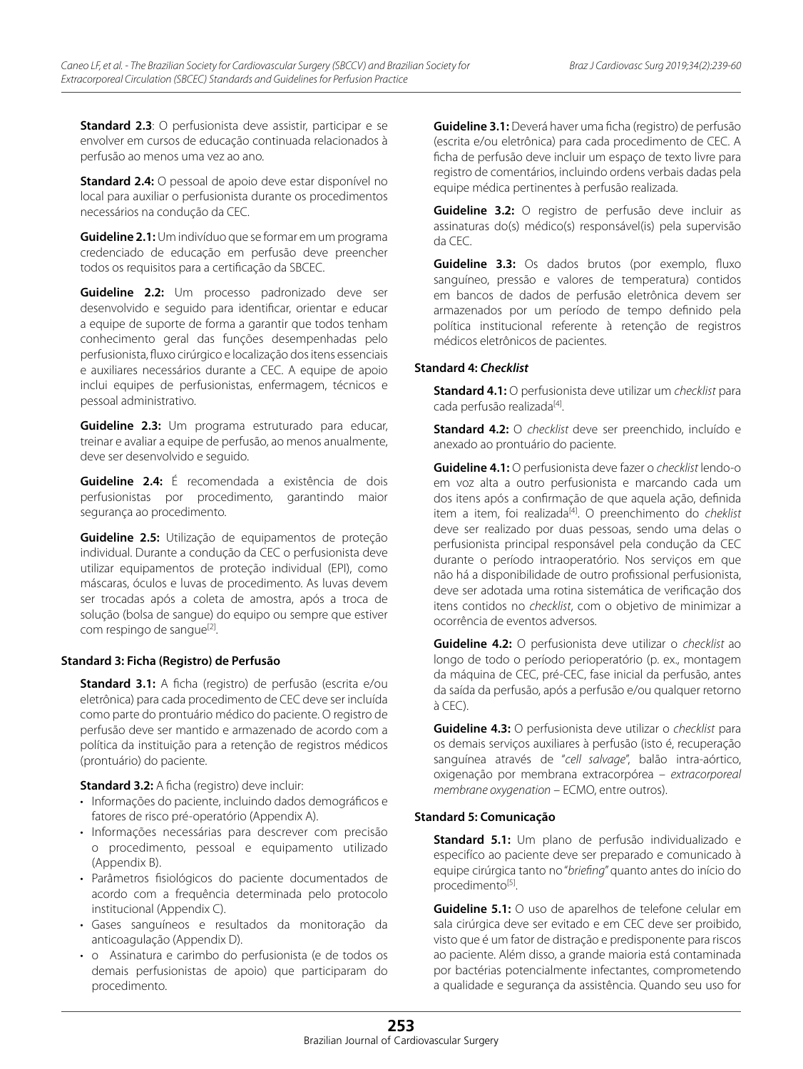**Standard 2.3**: O perfusionista deve assistir, participar e se envolver em cursos de educação continuada relacionados à perfusão ao menos uma vez ao ano.

**Standard 2.4:** O pessoal de apoio deve estar disponível no local para auxiliar o perfusionista durante os procedimentos necessários na condução da CEC.

**Guideline 2.1:** Um indivíduo que se formar em um programa credenciado de educação em perfusão deve preencher todos os requisitos para a certificação da SBCEC.

**Guideline 2.2:** Um processo padronizado deve ser desenvolvido e seguido para identificar, orientar e educar a equipe de suporte de forma a garantir que todos tenham conhecimento geral das funções desempenhadas pelo perfusionista, fluxo cirúrgico e localização dos itens essenciais e auxiliares necessários durante a CEC. A equipe de apoio inclui equipes de perfusionistas, enfermagem, técnicos e pessoal administrativo.

**Guideline 2.3:** Um programa estruturado para educar, treinar e avaliar a equipe de perfusão, ao menos anualmente, deve ser desenvolvido e seguido.

**Guideline 2.4:** É recomendada a existência de dois perfusionistas por procedimento, garantindo maior segurança ao procedimento.

**Guideline 2.5:** Utilização de equipamentos de proteção individual. Durante a condução da CEC o perfusionista deve utilizar equipamentos de proteção individual (EPI), como máscaras, óculos e luvas de procedimento. As luvas devem ser trocadas após a coleta de amostra, após a troca de solução (bolsa de sangue) do equipo ou sempre que estiver com respingo de sangue[2].

**Standard 3: Ficha (Registro) de Perfusão**

**Standard 3.1:** A ficha (registro) de perfusão (escrita e/ou eletrônica) para cada procedimento de CEC deve ser incluída como parte do prontuário médico do paciente. O registro de perfusão deve ser mantido e armazenado de acordo com a política da instituição para a retenção de registros médicos (prontuário) do paciente.

**Standard 3.2:** A ficha (registro) deve incluir:

- Informações do paciente, incluindo dados demográficos e fatores de risco pré-operatório (Appendix A).
- Informações necessárias para descrever com precisão o procedimento, pessoal e equipamento utilizado (Appendix B).
- Parâmetros fisiológicos do paciente documentados de acordo com a frequência determinada pelo protocolo institucional (Appendix C).
- Gases sanguíneos e resultados da monitoração da anticoagulação (Appendix D).
- o Assinatura e carimbo do perfusionista (e de todos os demais perfusionistas de apoio) que participaram do procedimento.

**Guideline 3.1:** Deverá haver uma ficha (registro) de perfusão (escrita e/ou eletrônica) para cada procedimento de CEC. A ficha de perfusão deve incluir um espaço de texto livre para registro de comentários, incluindo ordens verbais dadas pela equipe médica pertinentes à perfusão realizada.

**Guideline 3.2:** O registro de perfusão deve incluir as assinaturas do(s) médico(s) responsável(is) pela supervisão da CEC.

**Guideline 3.3:** Os dados brutos (por exemplo, fluxo sanguíneo, pressão e valores de temperatura) contidos em bancos de dados de perfusão eletrônica devem ser armazenados por um período de tempo definido pela política institucional referente à retenção de registros médicos eletrônicos de pacientes.

**Standard 4: *Checklist***

**Standard 4.1:** O perfusionista deve utilizar um *checklist* para cada perfusão realizada[4].

**Standard 4.2:** O *checklist* deve ser preenchido, incluído e anexado ao prontuário do paciente.

**Guideline 4.1:** O perfusionista deve fazer o *checklist* lendo-o em voz alta a outro perfusionista e marcando cada um dos itens após a confirmação de que aquela ação, definida item a item, foi realizada[4]. O preenchimento do *cheklist* deve ser realizado por duas pessoas, sendo uma delas o perfusionista principal responsável pela condução da CEC durante o período intraoperatório. Nos serviços em que não há a disponibilidade de outro profissional perfusionista, deve ser adotada uma rotina sistemática de verificação dos itens contidos no *checklist*, com o objetivo de minimizar a ocorrência de eventos adversos.

**Guideline 4.2:** O perfusionista deve utilizar o *checklist* ao longo de todo o período perioperatório (p. ex., montagem da máquina de CEC, pré-CEC, fase inicial da perfusão, antes da saída da perfusão, após a perfusão e/ou qualquer retorno à CEC).

**Guideline 4.3:** O perfusionista deve utilizar o *checklist* para os demais serviços auxiliares à perfusão (isto é, recuperação sanguínea através de "*cell salvage*", balão intra-aórtico, oxigenação por membrana extracorpórea – *extracorporeal membrane oxygenation* – ECMO, entre outros).

**Standard 5: Comunicação**

**Standard 5.1:** Um plano de perfusão individualizado e específico ao paciente deve ser preparado e comunicado à equipe cirúrgica tanto no "*briefing*" quanto antes do início do procedimento[5].

**Guideline 5.1:** O uso de aparelhos de telefone celular em sala cirúrgica deve ser evitado e em CEC deve ser proibido, visto que é um fator de distração e predisponente para riscos ao paciente. Além disso, a grande maioria está contaminada por bactérias potencialmente infectantes, comprometendo a qualidade e segurança da assistência. Quando seu uso for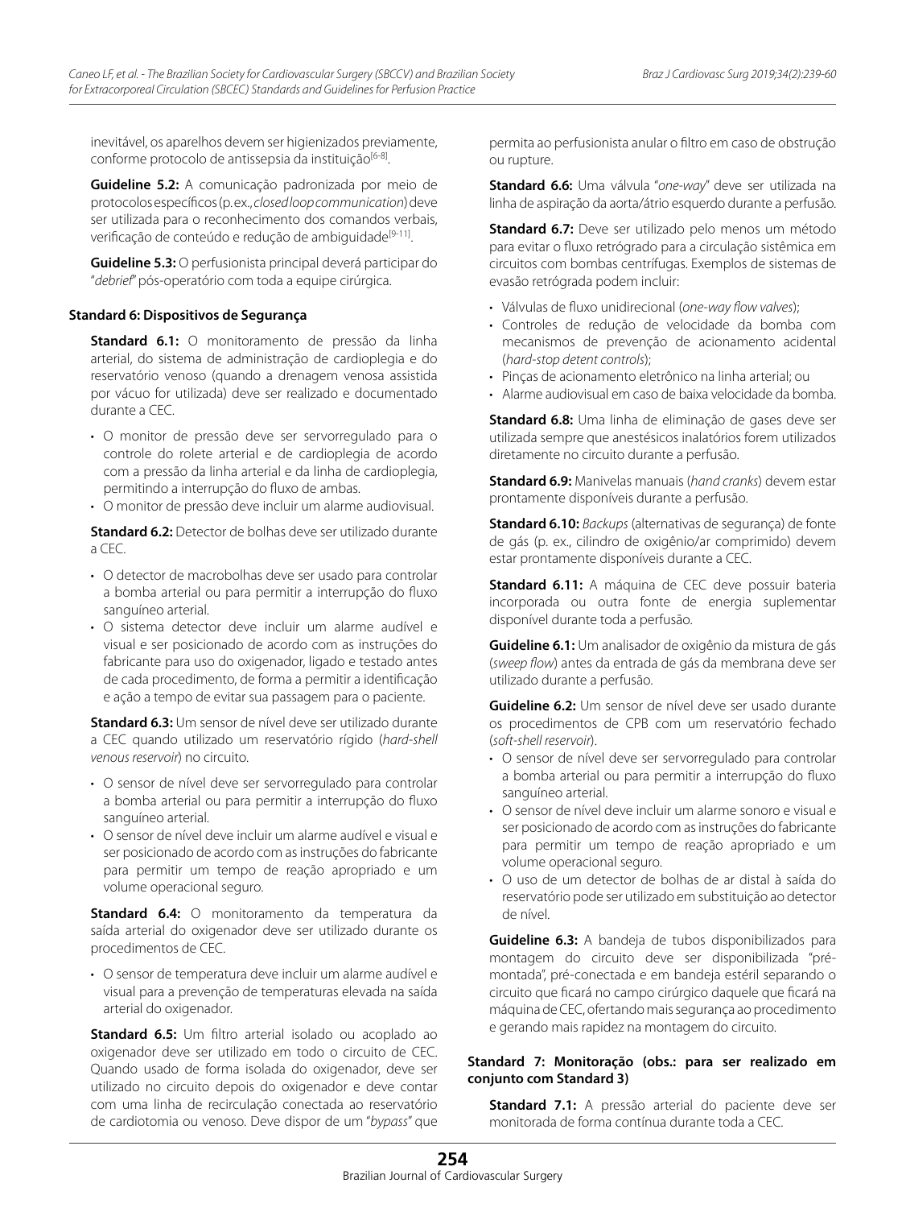inevitável, os aparelhos devem ser higienizados previamente, conforme protocolo de antissepsia da instituição[6-8].

**Guideline 5.2:** A comunicação padronizada por meio de protocolos específicos (p. ex., *closed loop communication*) deve ser utilizada para o reconhecimento dos comandos verbais, verificação de conteúdo e redução de ambiguidade[9-11].

**Guideline 5.3:** O perfusionista principal deverá participar do "*debrief*" pós-operatório com toda a equipe cirúrgica.

#### Standard 6: Dispositivos de Segurança

**Standard 6.1:** O monitoramento de pressão da linha arterial, do sistema de administração de cardioplegia e do reservatório venoso (quando a drenagem venosa assistida por vácuo for utilizada) deve ser realizado e documentado durante a CEC.

- O monitor de pressão deve ser servorregulado para o controle do rolete arterial e de cardioplegia de acordo com a pressão da linha arterial e da linha de cardioplegia, permitindo a interrupção do fluxo de ambas.
- O monitor de pressão deve incluir um alarme audiovisual.

**Standard 6.2:** Detector de bolhas deve ser utilizado durante a CEC.

- O detector de macrobolhas deve ser usado para controlar a bomba arterial ou para permitir a interrupção do fluxo sanguíneo arterial.
- O sistema detector deve incluir um alarme audível e visual e ser posicionado de acordo com as instruções do fabricante para uso do oxigenador, ligado e testado antes de cada procedimento, de forma a permitir a identificação e ação a tempo de evitar sua passagem para o paciente.

**Standard 6.3:** Um sensor de nível deve ser utilizado durante a CEC quando utilizado um reservatório rígido (*hard-shell venous reservoir*) no circuito.

- O sensor de nível deve ser servorregulado para controlar a bomba arterial ou para permitir a interrupção do fluxo sanguíneo arterial.
- O sensor de nível deve incluir um alarme audível e visual e ser posicionado de acordo com as instruções do fabricante para permitir um tempo de reação apropriado e um volume operacional seguro.

**Standard 6.4:** O monitoramento da temperatura da saída arterial do oxigenador deve ser utilizado durante os procedimentos de CEC.

- O sensor de temperatura deve incluir um alarme audível e visual para a prevenção de temperaturas elevada na saída arterial do oxigenador.

**Standard 6.5:** Um filtro arterial isolado ou acoplado ao oxigenador deve ser utilizado em todo o circuito de CEC. Quando usado de forma isolada do oxigenador, deve ser utilizado no circuito depois do oxigenador e deve contar com uma linha de recirculação conectada ao reservatório de cardiotomia ou venoso. Deve dispor de um "*bypass*" que permita ao perfusionista anular o filtro em caso de obstrução ou rupture.

**Standard 6.6:** Uma válvula "*one-way*" deve ser utilizada na linha de aspiração da aorta/átrio esquerdo durante a perfusão.

**Standard 6.7:** Deve ser utilizado pelo menos um método para evitar o fluxo retrógrado para a circulação sistêmica em circuitos com bombas centrífugas. Exemplos de sistemas de evasão retrógrada podem incluir:

- Válvulas de fluxo unidirecional (*one-way flow valves*);
- Controles de redução de velocidade da bomba com mecanismos de prevenção de acionamento acidental (*hard-stop detent controls*);
- Pinças de acionamento eletrônico na linha arterial; ou
- Alarme audiovisual em caso de baixa velocidade da bomba.

**Standard 6.8:** Uma linha de eliminação de gases deve ser utilizada sempre que anestésicos inalatórios forem utilizados diretamente no circuito durante a perfusão.

**Standard 6.9:** Manivelas manuais (*hand cranks*) devem estar prontamente disponíveis durante a perfusão.

**Standard 6.10:** *Backups* (alternativas de segurança) de fonte de gás (p. ex., cilindro de oxigênio/ar comprimido) devem estar prontamente disponíveis durante a CEC.

**Standard 6.11:** A máquina de CEC deve possuir bateria incorporada ou outra fonte de energia suplementar disponível durante toda a perfusão.

**Guideline 6.1:** Um analisador de oxigênio da mistura de gás (*sweep flow*) antes da entrada de gás da membrana deve ser utilizado durante a perfusão.

**Guideline 6.2:** Um sensor de nível deve ser usado durante os procedimentos de CPB com um reservatório fechado (*soft-shell reservoir*).

- O sensor de nível deve ser servorregulado para controlar a bomba arterial ou para permitir a interrupção do fluxo sanguíneo arterial.
- O sensor de nível deve incluir um alarme sonoro e visual e ser posicionado de acordo com as instruções do fabricante para permitir um tempo de reação apropriado e um volume operacional seguro.
- O uso de um detector de bolhas de ar distal à saída do reservatório pode ser utilizado em substituição ao detector de nível.

**Guideline 6.3:** A bandeja de tubos disponibilizados para montagem do circuito deve ser disponibilizada "pré-montada", pré-conectada e em bandeja estéril separando o circuito que ficará no campo cirúrgico daquele que ficará na máquina de CEC, ofertando mais segurança ao procedimento e gerando mais rapidez na montagem do circuito.

#### Standard 7: Monitoração (obs.: para ser realizado em conjunto com Standard 3)

**Standard 7.1:** A pressão arterial do paciente deve ser monitorada de forma contínua durante toda a CEC.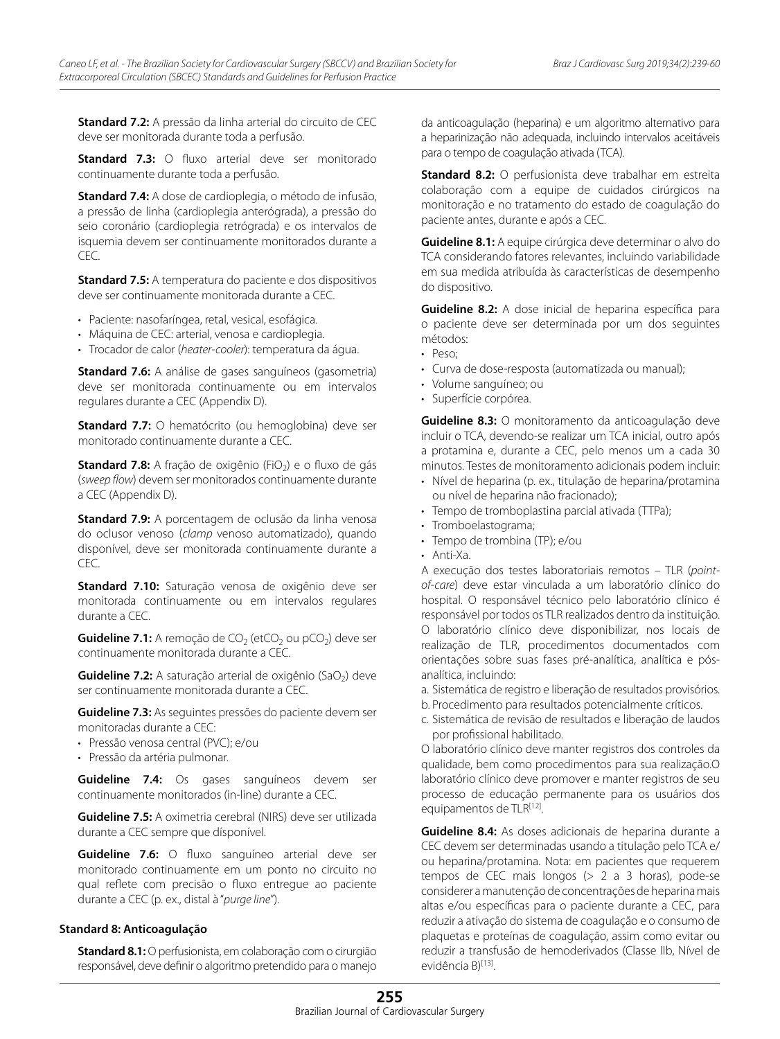**Standard 7.2:** A pressão da linha arterial do circuito de CEC deve ser monitorada durante toda a perfusão.

**Standard 7.3:** O fluxo arterial deve ser monitorado continuamente durante toda a perfusão.

**Standard 7.4:** A dose de cardioplegia, o método de infusão, a pressão de linha (cardioplegia anterógrada), a pressão do seio coronário (cardioplegia retrógrada) e os intervalos de isquemia devem ser continuamente monitorados durante a CEC.

**Standard 7.5:** A temperatura do paciente e dos dispositivos deve ser continuamente monitorada durante a CEC.

- Paciente: nasofaríngea, retal, vesical, esofágica.
- Máquina de CEC: arterial, venosa e cardioplegia.
- Trocador de calor (*heater-cooler*): temperatura da água.

**Standard 7.6:** A análise de gases sanguíneos (gasometria) deve ser monitorada continuamente ou em intervalos regulares durante a CEC (Appendix D).

**Standard 7.7:** O hematócrito (ou hemoglobina) deve ser monitorado continuamente durante a CEC.

**Standard 7.8:** A fração de oxigênio ($FiO_2$) e o fluxo de gás (*sweep flow*) devem ser monitorados continuamente durante a CEC (Appendix D).

**Standard 7.9:** A porcentagem de oclusão da linha venosa do oclusor venoso (*clamp* venoso automatizado), quando disponível, deve ser monitorada continuamente durante a CEC.

**Standard 7.10:** Saturação venosa de oxigênio deve ser monitorada continuamente ou em intervalos regulares durante a CEC.

**Guideline 7.1:** A remoção de $CO_2$ ($etCO_2$ ou $pCO_2$) deve ser continuamente monitorada durante a CEC.

**Guideline 7.2:** A saturação arterial de oxigênio ($SaO_2$) deve ser continuamente monitorada durante a CEC.

**Guideline 7.3:** As seguintes pressões do paciente devem ser monitoradas durante a CEC:

- Pressão venosa central (PVC); e/ou
- Pressão da artéria pulmonar.

**Guideline 7.4:** Os gases sanguíneos devem ser continuamente monitorados (in-line) durante a CEC.

**Guideline 7.5:** A oximetria cerebral (NIRS) deve ser utilizada durante a CEC sempre que dísponível.

**Guideline 7.6:** O fluxo sanguíneo arterial deve ser monitorado continuamente em um ponto no circuito no qual reflete com precisão o fluxo entregue ao paciente durante a CEC (p. ex., distal à "*purge line*").

### Standard 8: Anticoagulação

**Standard 8.1:** O perfusionista, em colaboração com o cirurgião responsável, deve definir o algoritmo pretendido para o manejo da anticoagulação (heparina) e um algoritmo alternativo para a heparinização não adequada, incluindo intervalos aceitáveis para o tempo de coagulação ativada (TCA).

**Standard 8.2:** O perfusionista deve trabalhar em estreita colaboração com a equipe de cuidados cirúrgicos na monitoração e no tratamento do estado de coagulação do paciente antes, durante e após a CEC.

**Guideline 8.1:** A equipe cirúrgica deve determinar o alvo do TCA considerando fatores relevantes, incluindo variabilidade em sua medida atribuída às características de desempenho do dispositivo.

**Guideline 8.2:** A dose inicial de heparina específica para o paciente deve ser determinada por um dos seguintes métodos:

- Peso;
- Curva de dose-resposta (automatizada ou manual);
- Volume sanguíneo; ou
- Superfície corpórea.

**Guideline 8.3:** O monitoramento da anticoagulação deve incluir o TCA, devendo-se realizar um TCA inicial, outro após a protamina e, durante a CEC, pelo menos um a cada 30 minutos. Testes de monitoramento adicionais podem incluir:

- Nível de heparina (p. ex., titulação de heparina/protamina ou nível de heparina não fracionado);
- Tempo de tromboplastina parcial ativada (TTPa);
- Tromboelastograma;
- Tempo de trombina (TP); e/ou
- Anti-Xa.

A execução dos testes laboratoriais remotos – TLR (*point-of-care*) deve estar vinculada a um laboratório clínico do hospital. O responsável técnico pelo laboratório clínico é responsável por todos os TLR realizados dentro da instituição. O laboratório clínico deve disponibilizar, nos locais de realização de TLR, procedimentos documentados com orientações sobre suas fases pré-analítica, analítica e pós-analítica, incluindo:

a. Sistemática de registro e liberação de resultados provisórios.
b. Procedimento para resultados potencialmente críticos.
c. Sistemática de revisão de resultados e liberação de laudos por profissional habilitado.

O laboratório clínico deve manter registros dos controles da qualidade, bem como procedimentos para sua realização.O laboratório clínico deve promover e manter registros de seu processo de educação permanente para os usuários dos equipamentos de TLR[12].

**Guideline 8.4:** As doses adicionais de heparina durante a CEC devem ser determinadas usando a titulação pelo TCA e/ou heparina/protamina. Nota: em pacientes que requerem tempos de CEC mais longos (> 2 a 3 horas), pode-se considerer a manutenção de concentrações de heparina mais altas e/ou específicas para o paciente durante a CEC, para reduzir a ativação do sistema de coagulação e o consumo de plaquetas e proteínas de coagulação, assim como evitar ou reduzir a transfusão de hemoderivados (Classe IIb, Nível de evidência B)[13].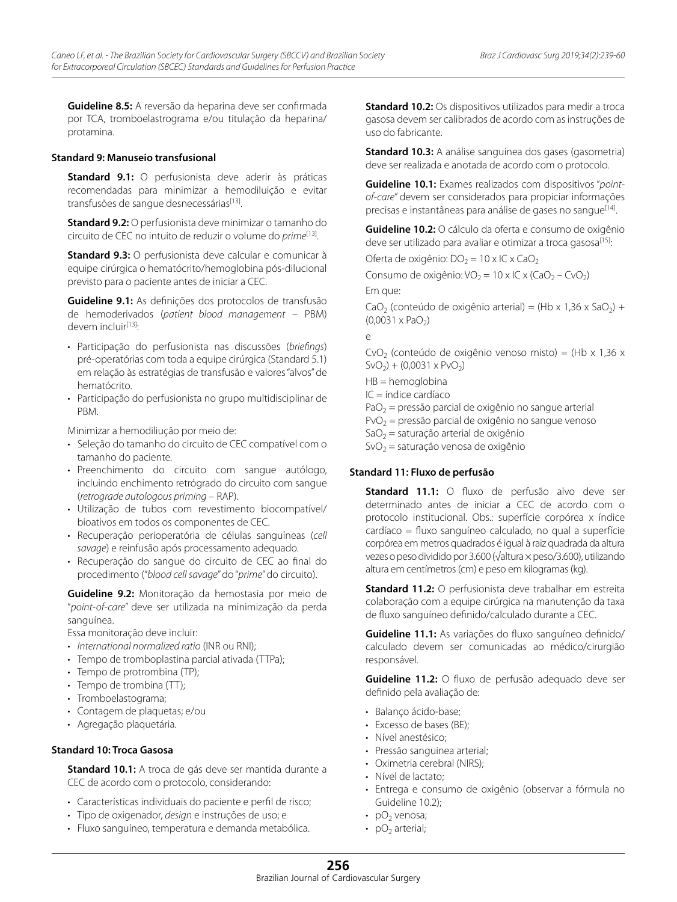**Guideline 8.5:** A reversão da heparina deve ser confirmada por TCA, tromboelastrograma e/ou titulação da heparina/protamina.

### Standard 9: Manuseio transfusional

**Standard 9.1:** O perfusionista deve aderir às práticas recomendadas para minimizar a hemodiluição e evitar transfusões de sangue desnecessárias[13].

**Standard 9.2:** O perfusionista deve minimizar o tamanho do circuito de CEC no intuito de reduzir o volume do *prime*[13].

**Standard 9.3:** O perfusionista deve calcular e comunicar à equipe cirúrgica o hematócrito/hemoglobina pós-dilucional previsto para o paciente antes de iniciar a CEC.

**Guideline 9.1:** As definições dos protocolos de transfusão de hemoderivados (*patient blood management* – PBM) devem incluir[13]:

- Participação do perfusionista nas discussões (*briefings*) pré-operatórias com toda a equipe cirúrgica (Standard 5.1) em relação às estratégias de transfusão e valores "alvos" de hematócrito.
- Participação do perfusionista no grupo multidisciplinar de PBM.

Minimizar a hemodiliução por meio de:

- Seleção do tamanho do circuito de CEC compatível com o tamanho do paciente.
- Preenchimento do circuito com sangue autólogo, incluindo enchimento retrógrado do circuito com sangue (*retrograde autologous priming* – RAP).
- Utilização de tubos com revestimento biocompatível/bioativos em todos os componentes de CEC.
- Recuperação perioperatória de células sanguíneas (*cell savage*) e reinfusão após processamento adequado.
- Recuperação do sangue do circuito de CEC ao final do procedimento ("*blood cell savage*" do "*prime*" do circuito).

**Guideline 9.2:** Monitoração da hemostasia por meio de "*point-of-care*" deve ser utilizada na minimização da perda sanguínea.

Essa monitoração deve incluir:

- *International normalized ratio* (INR ou RNI);
- Tempo de tromboplastina parcial ativada (TTPa);
- Tempo de protrombina (TP);
- Tempo de trombina (TT);
- Tromboelastograma;
- Contagem de plaquetas; e/ou
- Agregação plaquetária.

### Standard 10: Troca Gasosa

**Standard 10.1:** A troca de gás deve ser mantida durante a CEC de acordo com o protocolo, considerando:

- Características individuais do paciente e perfil de risco;
- Tipo de oxigenador, *design* e instruções de uso; e
- Fluxo sanguíneo, temperatura e demanda metabólica.

**Standard 10.2:** Os dispositivos utilizados para medir a troca gasosa devem ser calibrados de acordo com as instruções de uso do fabricante.

**Standard 10.3:** A análise sanguínea dos gases (gasometria) deve ser realizada e anotada de acordo com o protocolo.

**Guideline 10.1:** Exames realizados com dispositivos "*point-of-care*" devem ser considerados para propiciar informações precisas e instantâneas para análise de gases no sangue[14].

**Guideline 10.2:** O cálculo da oferta e consumo de oxigênio deve ser utilizado para avaliar e otimizar a troca gasosa[15]:

Oferta de oxigênio: $DO_2 = 10 \times IC \times CaO_2$

Consumo de oxigênio: $VO_2 = 10 \times IC \times (CaO_2 - CvO_2)$

Em que:

$CaO_2$ (conteúdo de oxigênio arterial) = $(Hb \times 1{,}36 \times SaO_2) + (0{,}0031 \times PaO_2)$

e

$CvO_2$ (conteúdo de oxigênio venoso misto) = $(Hb \times 1{,}36 \times SvO_2) + (0{,}0031 \times PvO_2)$

HB = hemoglobina

IC = índice cardíaco

$PaO_2$ = pressão parcial de oxigênio no sangue arterial

$PvO_2$ = pressão parcial de oxigênio no sangue venoso

$SaO_2$ = saturação arterial de oxigênio

$SvO_2$ = saturação venosa de oxigênio

### Standard 11: Fluxo de perfusão

**Standard 11.1:** O fluxo de perfusão alvo deve ser determinado antes de iniciar a CEC de acordo com o protocolo institucional. Obs.: superfície corpórea x índice cardíaco = fluxo sanguíneo calculado, no qual a superfície corpórea em metros quadrados é igual à raiz quadrada da altura vezes o peso dividido por 3.600 ($\sqrt{\text{altura} \times \text{peso}/3.600}$), utilizando altura em centímetros (cm) e peso em kilogramas (kg).

**Standard 11.2:** O perfusionista deve trabalhar em estreita colaboração com a equipe cirúrgica na manutenção da taxa de fluxo sanguíneo definido/calculado durante a CEC.

**Guideline 11.1:** As variações do fluxo sanguíneo definido/calculado devem ser comunicadas ao médico/cirurgião responsável.

**Guideline 11.2:** O fluxo de perfusão adequado deve ser definido pela avaliação de:

- Balanço ácido-base;
- Excesso de bases (BE);
- Nível anestésico;
- Pressão sanguinea arterial;
- Oximetria cerebral (NIRS);
- Nível de lactato;
- Entrega e consumo de oxigênio (observar a fórmula no Guideline 10.2);
- $pO_2$ venosa;
- $pO_2$ arterial;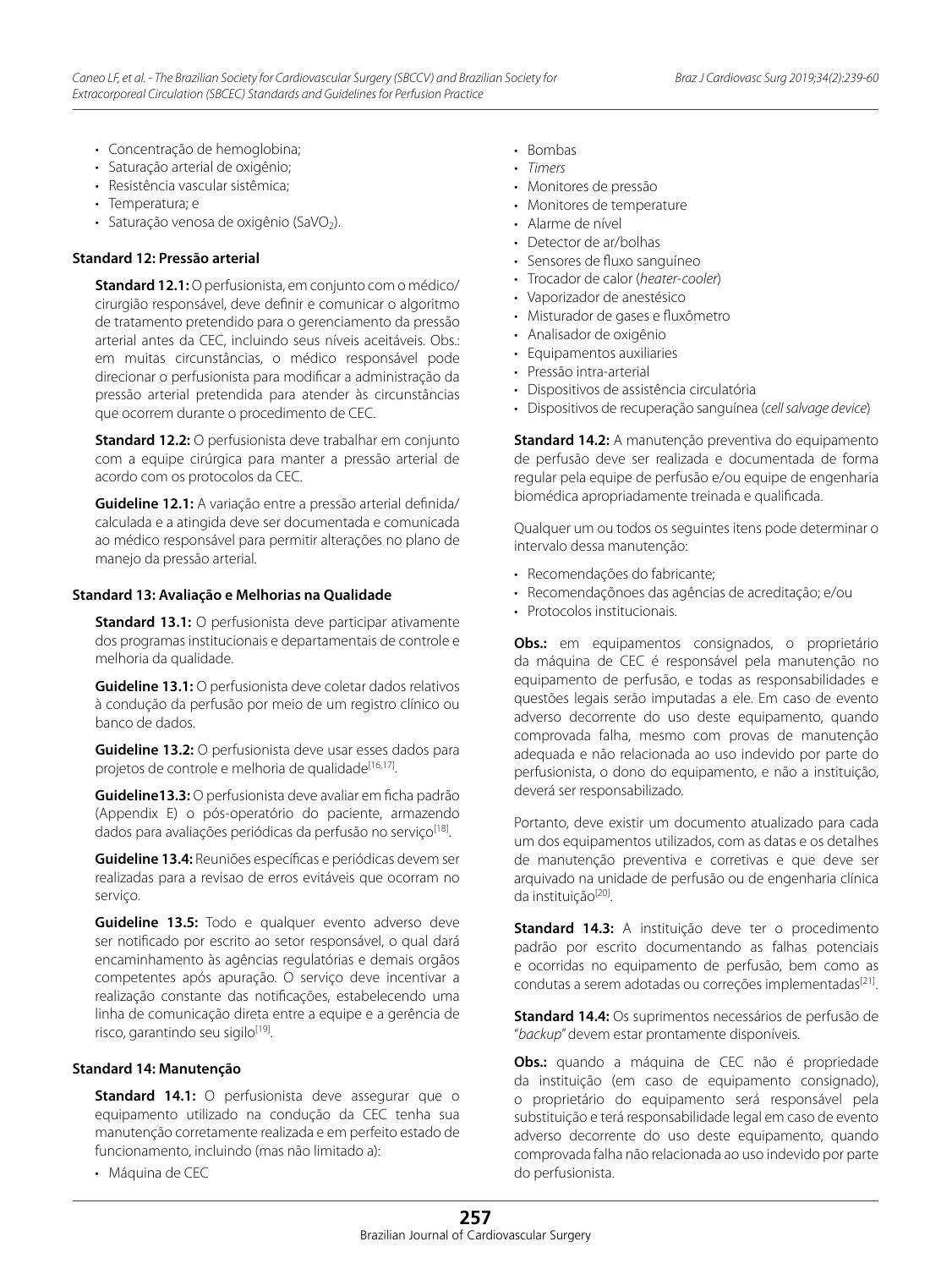- Concentração de hemoglobina;
- Saturação arterial de oxigênio;
- Resistência vascular sistêmica;
- Temperatura; e
- Saturação venosa de oxigênio ($SaVO_2$).

**Standard 12: Pressão arterial**

**Standard 12.1:** O perfusionista, em conjunto com o médico/cirurgião responsável, deve definir e comunicar o algoritmo de tratamento pretendido para o gerenciamento da pressão arterial antes da CEC, incluindo seus níveis aceitáveis. Obs.: em muitas circunstâncias, o médico responsável pode direcionar o perfusionista para modificar a administração da pressão arterial pretendida para atender às circunstâncias que ocorrem durante o procedimento de CEC.

**Standard 12.2:** O perfusionista deve trabalhar em conjunto com a equipe cirúrgica para manter a pressão arterial de acordo com os protocolos da CEC.

**Guideline 12.1:** A variação entre a pressão arterial definida/calculada e a atingida deve ser documentada e comunicada ao médico responsável para permitir alterações no plano de manejo da pressão arterial.

**Standard 13: Avaliação e Melhorias na Qualidade**

**Standard 13.1:** O perfusionista deve participar ativamente dos programas institucionais e departamentais de controle e melhoria da qualidade.

**Guideline 13.1:** O perfusionista deve coletar dados relativos à condução da perfusão por meio de um registro clínico ou banco de dados.

**Guideline 13.2:** O perfusionista deve usar esses dados para projetos de controle e melhoria de qualidade[16,17].

**Guideline13.3:** O perfusionista deve avaliar em ficha padrão (Appendix E) o pós-operatório do paciente, armazendo dados para avaliações periódicas da perfusão no serviço[18].

**Guideline 13.4:** Reuniões específicas e periódicas devem ser realizadas para a revisao de erros evitáveis que ocorram no serviço.

**Guideline 13.5:** Todo e qualquer evento adverso deve ser notificado por escrito ao setor responsável, o qual dará encaminhamento às agências regulatórias e demais orgãos competentes após apuração. O serviço deve incentivar a realização constante das notificações, estabelecendo uma linha de comunicação direta entre a equipe e a gerência de risco, garantindo seu sigilo[19].

**Standard 14: Manutenção**

**Standard 14.1:** O perfusionista deve assegurar que o equipamento utilizado na condução da CEC tenha sua manutenção corretamente realizada e em perfeito estado de funcionamento, incluindo (mas não limitado a):

- Máquina de CEC
- Bombas
- *Timers*
- Monitores de pressão
- Monitores de temperature
- Alarme de nível
- Detector de ar/bolhas
- Sensores de fluxo sanguíneo
- Trocador de calor (*heater-cooler*)
- Vaporizador de anestésico
- Misturador de gases e fluxômetro
- Analisador de oxigênio
- Equipamentos auxiliaries
- Pressão intra-arterial
- Dispositivos de assistência circulatória
- Dispositivos de recuperação sanguínea (*cell salvage device*)

**Standard 14.2:** A manutenção preventiva do equipamento de perfusão deve ser realizada e documentada de forma regular pela equipe de perfusão e/ou equipe de engenharia biomédica apropriadamente treinada e qualificada.

Qualquer um ou todos os seguintes itens pode determinar o intervalo dessa manutenção:

- Recomendações do fabricante;
- Recomendaçõnoes das agências de acreditação; e/ou
- Protocolos institucionais.

**Obs.:** em equipamentos consignados, o proprietário da máquina de CEC é responsável pela manutenção no equipamento de perfusão, e todas as responsabilidades e questões legais serão imputadas a ele. Em caso de evento adverso decorrente do uso deste equipamento, quando comprovada falha, mesmo com provas de manutenção adequada e não relacionada ao uso indevido por parte do perfusionista, o dono do equipamento, e não a instituição, deverá ser responsabilizado.

Portanto, deve existir um documento atualizado para cada um dos equipamentos utilizados, com as datas e os detalhes de manutenção preventiva e corretivas e que deve ser arquivado na unidade de perfusão ou de engenharia clínica da instituição[20].

**Standard 14.3:** A instituição deve ter o procedimento padrão por escrito documentando as falhas potenciais e ocorridas no equipamento de perfusão, bem como as condutas a serem adotadas ou correções implementadas[21].

**Standard 14.4:** Os suprimentos necessários de perfusão de "*backup*" devem estar prontamente disponíveis.

**Obs.:** quando a máquina de CEC não é propriedade da instituição (em caso de equipamento consignado), o proprietário do equipamento será responsável pela substituição e terá responsabilidade legal em caso de evento adverso decorrente do uso deste equipamento, quando comprovada falha não relacionada ao uso indevido por parte do perfusionista.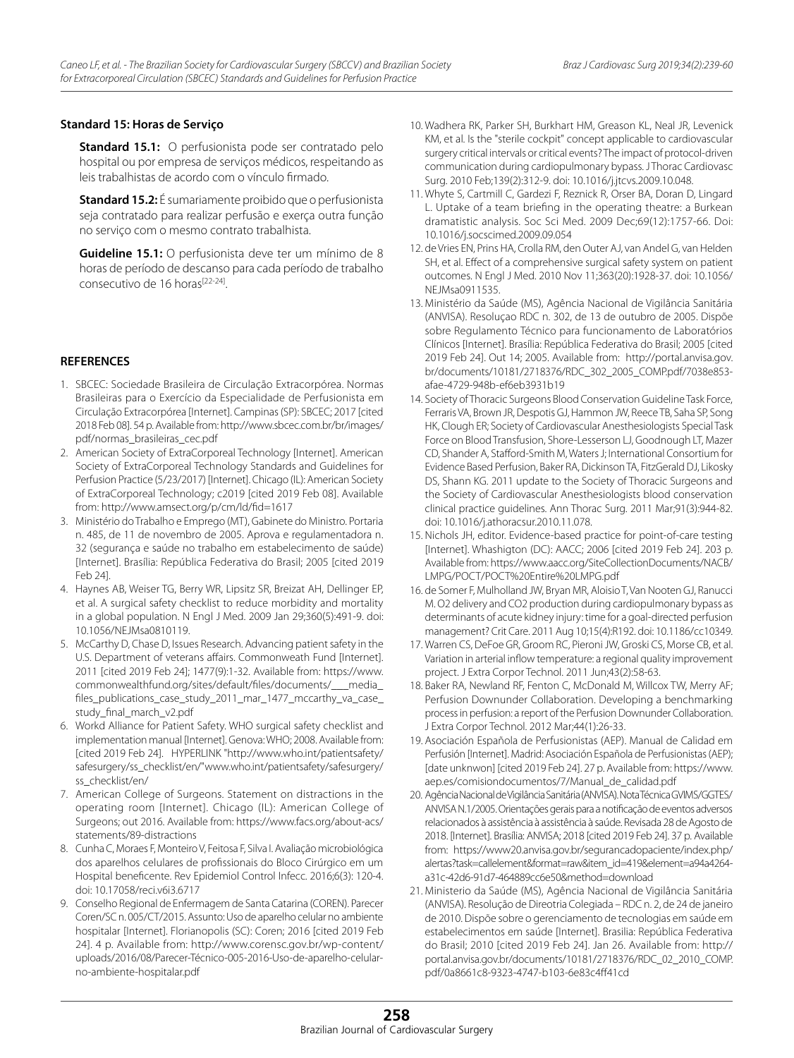**Standard 15: Horas de Serviço**

**Standard 15.1:** O perfusionista pode ser contratado pelo hospital ou por empresa de serviços médicos, respeitando as leis trabalhistas de acordo com o vínculo firmado.

**Standard 15.2:** É sumariamente proibido que o perfusionista seja contratado para realizar perfusão e exerça outra função no serviço com o mesmo contrato trabalhista.

**Guideline 15.1:** O perfusionista deve ter um mínimo de 8 horas de período de descanso para cada período de trabalho consecutivo de 16 horas[22-24].

## REFERENCES

1. SBCEC: Sociedade Brasileira de Circulação Extracorpórea. Normas Brasileiras para o Exercício da Especialidade de Perfusionista em Circulação Extracorpórea [Internet]. Campinas (SP): SBCEC; 2017 [cited 2018 Feb 08]. 54 p. Available from: http://www.sbcec.com.br/br/images/pdf/normas_brasileiras_cec.pdf
2. American Society of ExtraCorporeal Technology [Internet]. American Society of ExtraCorporeal Technology Standards and Guidelines for Perfusion Practice (5/23/2017) [Internet]. Chicago (IL): American Society of ExtraCorporeal Technology; c2019 [cited 2019 Feb 08]. Available from: http://www.amsect.org/p/cm/ld/fid=1617
3. Ministério do Trabalho e Emprego (MT), Gabinete do Ministro. Portaria n. 485, de 11 de novembro de 2005. Aprova e regulamentadora n. 32 (segurança e saúde no trabalho em estabelecimento de saúde) [Internet]. Brasília: República Federativa do Brasil; 2005 [cited 2019 Feb 24].
4. Haynes AB, Weiser TG, Berry WR, Lipsitz SR, Breizat AH, Dellinger EP, et al. A surgical safety checklist to reduce morbidity and mortality in a global population. N Engl J Med. 2009 Jan 29;360(5):491-9. doi: 10.1056/NEJMsa0810119.
5. McCarthy D, Chase D, Issues Research. Advancing patient safety in the U.S. Department of veterans affairs. Commonwealth Fund [Internet]. 2011 [cited 2019 Feb 24]; 1477(9):1-32. Available from: https://www.commonwealthfund.org/sites/default/files/documents/___media_files_publications_case_study_2011_mar_1477_mccarthy_va_case_study_final_march_v2.pdf
6. Workd Alliance for Patient Safety. WHO surgical safety checklist and implementation manual [Internet]. Genova: WHO; 2008. Available from: [cited 2019 Feb 24]. HYPERLINK "http://www.who.int/patientsafety/safesurgery/ss_checklist/en/"www.who.int/patientsafety/safesurgery/ss_checklist/en/
7. American College of Surgeons. Statement on distractions in the operating room [Internet]. Chicago (IL): American College of Surgeons; out 2016. Available from: https://www.facs.org/about-acs/statements/89-distractions
8. Cunha C, Moraes F, Monteiro V, Feitosa F, Silva I. Avaliação microbiológica dos aparelhos celulares de profissionais do Bloco Cirúrgico em um Hospital beneficente. Rev Epidemiol Control Infecc. 2016;6(3): 120-4. doi: 10.17058/reci.v6i3.6717
9. Conselho Regional de Enfermagem de Santa Catarina (COREN). Parecer Coren/SC n. 005/CT/2015. Assunto: Uso de aparelho celular no ambiente hospitalar [Internet]. Florianopolis (SC): Coren; 2016 [cited 2019 Feb 24]. 4 p. Available from: http://www.corensc.gov.br/wp-content/uploads/2016/08/Parecer-Técnico-005-2016-Uso-de-aparelho-celular-no-ambiente-hospitalar.pdf
10. Wadhera RK, Parker SH, Burkhart HM, Greason KL, Neal JR, Levenick KM, et al. Is the "sterile cockpit" concept applicable to cardiovascular surgery critical intervals or critical events? The impact of protocol-driven communication during cardiopulmonary bypass. J Thorac Cardiovasc Surg. 2010 Feb;139(2):312-9. doi: 10.1016/j.jtcvs.2009.10.048.
11. Whyte S, Cartmill C, Gardezi F, Reznick R, Orser BA, Doran D, Lingard L. Uptake of a team briefing in the operating theatre: a Burkean dramatistic analysis. Soc Sci Med. 2009 Dec;69(12):1757-66. Doi: 10.1016/j.socscimed.2009.09.054
12. de Vries EN, Prins HA, Crolla RM, den Outer AJ, van Andel G, van Helden SH, et al. Effect of a comprehensive surgical safety system on patient outcomes. N Engl J Med. 2010 Nov 11;363(20):1928-37. doi: 10.1056/NEJMsa0911535.
13. Ministério da Saúde (MS), Agência Nacional de Vigilância Sanitária (ANVISA). Resoluçao RDC n. 302, de 13 de outubro de 2005. Dispõe sobre Regulamento Técnico para funcionamento de Laboratórios Clínicos [Internet]. Brasília: República Federativa do Brasil; 2005 [cited 2019 Feb 24]. Out 14; 2005. Available from: http://portal.anvisa.gov.br/documents/10181/2718376/RDC_302_2005_COMP.pdf/7038e853-afae-4729-948b-ef6eb3931b19
14. Society of Thoracic Surgeons Blood Conservation Guideline Task Force, Ferraris VA, Brown JR, Despotis GJ, Hammon JW, Reece TB, Saha SP, Song HK, Clough ER; Society of Cardiovascular Anesthesiologists Special Task Force on Blood Transfusion, Shore-Lesserson LJ, Goodnough LT, Mazer CD, Shander A, Stafford-Smith M, Waters J; International Consortium for Evidence Based Perfusion, Baker RA, Dickinson TA, FitzGerald DJ, Likosky DS, Shann KG. 2011 update to the Society of Thoracic Surgeons and the Society of Cardiovascular Anesthesiologists blood conservation clinical practice guidelines. Ann Thorac Surg. 2011 Mar;91(3):944-82. doi: 10.1016/j.athoracsur.2010.11.078.
15. Nichols JH, editor. Evidence-based practice for point-of-care testing [Internet]. Whashigton (DC): AACC; 2006 [cited 2019 Feb 24]. 203 p. Available from: https://www.aacc.org/SiteCollectionDocuments/NACB/LMPG/POCT/POCT%20Entire%20LMPG.pdf
16. de Somer F, Mulholland JW, Bryan MR, Aloisio T, Van Nooten GJ, Ranucci M. O2 delivery and CO2 production during cardiopulmonary bypass as determinants of acute kidney injury: time for a goal-directed perfusion management? Crit Care. 2011 Aug 10;15(4):R192. doi: 10.1186/cc10349.
17. Warren CS, DeFoe GR, Groom RC, Pieroni JW, Groski CS, Morse CB, et al. Variation in arterial inflow temperature: a regional quality improvement project. J Extra Corpor Technol. 2011 Jun;43(2):58-63.
18. Baker RA, Newland RF, Fenton C, McDonald M, Willcox TW, Merry AF; Perfusion Downunder Collaboration. Developing a benchmarking process in perfusion: a report of the Perfusion Downunder Collaboration. J Extra Corpor Technol. 2012 Mar;44(1):26-33.
19. Asociación Española de Perfusionistas (AEP). Manual de Calidad em Perfusión [Internet]. Madrid: Asociación Española de Perfusionistas (AEP); [date unknwon] [cited 2019 Feb 24]. 27 p. Available from: https://www.aep.es/comisiondocumentos/7/Manual_de_calidad.pdf
20. Agência Nacional de Vigilância Sanitária (ANVISA). Nota Técnica GVIMS/GGTES/ANVISA N.1/2005. Orientações gerais para a notificação de eventos adversos relacionados à assistência à assistência à saúde. Revisada 28 de Agosto de 2018. [Internet]. Brasília: ANVISA; 2018 [cited 2019 Feb 24]. 37 p. Available from: https://www20.anvisa.gov.br/segurancadopaciente/index.php/alertas?task=callelement&format=raw&item_id=419&element=a94a4264-a31c-42d6-91d7-464889cc6e50&method=download
21. Ministerio da Saúde (MS), Agência Nacional de Vigilância Sanitária (ANVISA). Resolução de Direotria Colegiada – RDC n. 2, de 24 de janeiro de 2010. Dispõe sobre o gerenciamento de tecnologias em saúde em estabelecimentos em saúde [Internet]. Brasilia: República Federativa do Brasil; 2010 [cited 2019 Feb 24]. Jan 26. Available from: http://portal.anvisa.gov.br/documents/10181/2718376/RDC_02_2010_COMP.pdf/0a8661c8-9323-4747-b103-6e83c4ff41cd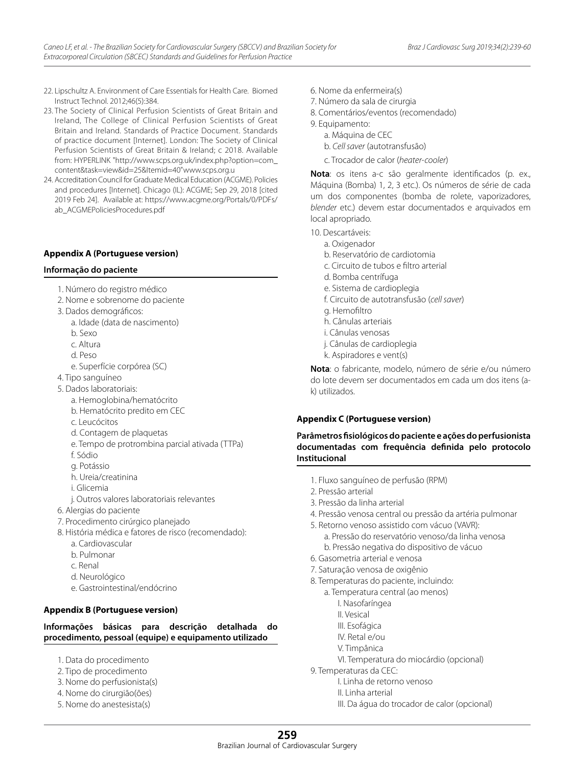22. Lipschultz A. Environment of Care Essentials for Health Care. Biomed Instruct Technol. 2012;46(5):384.
23. The Society of Clinical Perfusion Scientists of Great Britain and Ireland, The College of Clinical Perfusion Scientists of Great Britain and Ireland. Standards of Practice Document. Standards of practice document [Internet]. London: The Society of Clinical Perfusion Scientists of Great Britain & Ireland; c 2018. Available from: HYPERLINK "http://www.scps.org.uk/index.php?option=com_content&task=view&id=25&Itemid=40"www.scps.org.u
24. Accreditation Council for Graduate Medical Education (ACGME). Policies and procedures [Internet]. Chicago (IL): ACGME; Sep 29, 2018 [cited 2019 Feb 24]. Available at: https://www.acgme.org/Portals/0/PDFs/ab_ACGMEPoliciesProcedures.pdf

### Appendix A (Portuguese version)

#### Informação do paciente

1. Número do registro médico
2. Nome e sobrenome do paciente
3. Dados demográficos:
   a. Idade (data de nascimento)
   b. Sexo
   c. Altura
   d. Peso
   e. Superfície corpórea (SC)
4. Tipo sanguíneo
5. Dados laboratoriais:
   a. Hemoglobina/hematócrito
   b. Hematócrito predito em CEC
   c. Leucócitos
   d. Contagem de plaquetas
   e. Tempo de protrombina parcial ativada (TTPa)
   f. Sódio
   g. Potássio
   h. Ureia/creatinina
   i. Glicemia
   j. Outros valores laboratoriais relevantes
6. Alergias do paciente
7. Procedimento cirúrgico planejado
8. História médica e fatores de risco (recomendado):
   a. Cardiovascular
   b. Pulmonar
   c. Renal
   d. Neurológico
   e. Gastrointestinal/endócrino

### Appendix B (Portuguese version)

#### Informações básicas para descrição detalhada do procedimento, pessoal (equipe) e equipamento utilizado

1. Data do procedimento
2. Tipo de procedimento
3. Nome do perfusionista(s)
4. Nome do cirurgião(ões)
5. Nome do anestesista(s)
6. Nome da enfermeira(s)
7. Número da sala de cirurgia
8. Comentários/eventos (recomendado)
9. Equipamento:
   a. Máquina de CEC
   b. *Cell saver* (autotransfusão)
   c. Trocador de calor (*heater-cooler*)

**Nota**: os itens a-c são geralmente identificados (p. ex., Máquina (Bomba) 1, 2, 3 etc.). Os números de série de cada um dos componentes (bomba de rolete, vaporizadores, *blender* etc.) devem estar documentados e arquivados em local apropriado.

10. Descartáveis:
    a. Oxigenador
    b. Reservatório de cardiotomia
    c. Circuito de tubos e filtro arterial
    d. Bomba centrífuga
    e. Sistema de cardioplegia
    f. Circuito de autotransfusão (*cell saver*)
    g. Hemofiltro
    h. Cânulas arteriais
    i. Cânulas venosas
    j. Cânulas de cardioplegia
    k. Aspiradores e vent(s)

**Nota**: o fabricante, modelo, número de série e/ou número do lote devem ser documentados em cada um dos itens (a-k) utilizados.

### Appendix C (Portuguese version)

#### Parâmetros fisiológicos do paciente e ações do perfusionista documentadas com frequência definida pelo protocolo Institucional

1. Fluxo sanguíneo de perfusão (RPM)
2. Pressão arterial
3. Pressão da linha arterial
4. Pressão venosa central ou pressão da artéria pulmonar
5. Retorno venoso assistido com vácuo (VAVR):
   a. Pressão do reservatório venoso/da linha venosa
   b. Pressão negativa do dispositivo de vácuo
6. Gasometria arterial e venosa
7. Saturação venosa de oxigênio
8. Temperaturas do paciente, incluindo:
   a. Temperatura central (ao menos)
      I. Nasofaríngea
      II. Vesical
      III. Esofágica
      IV. Retal e/ou
      V. Timpânica
      VI. Temperatura do miocárdio (opcional)
9. Temperaturas da CEC:
      I. Linha de retorno venoso
      II. Linha arterial
      III. Da água do trocador de calor (opcional)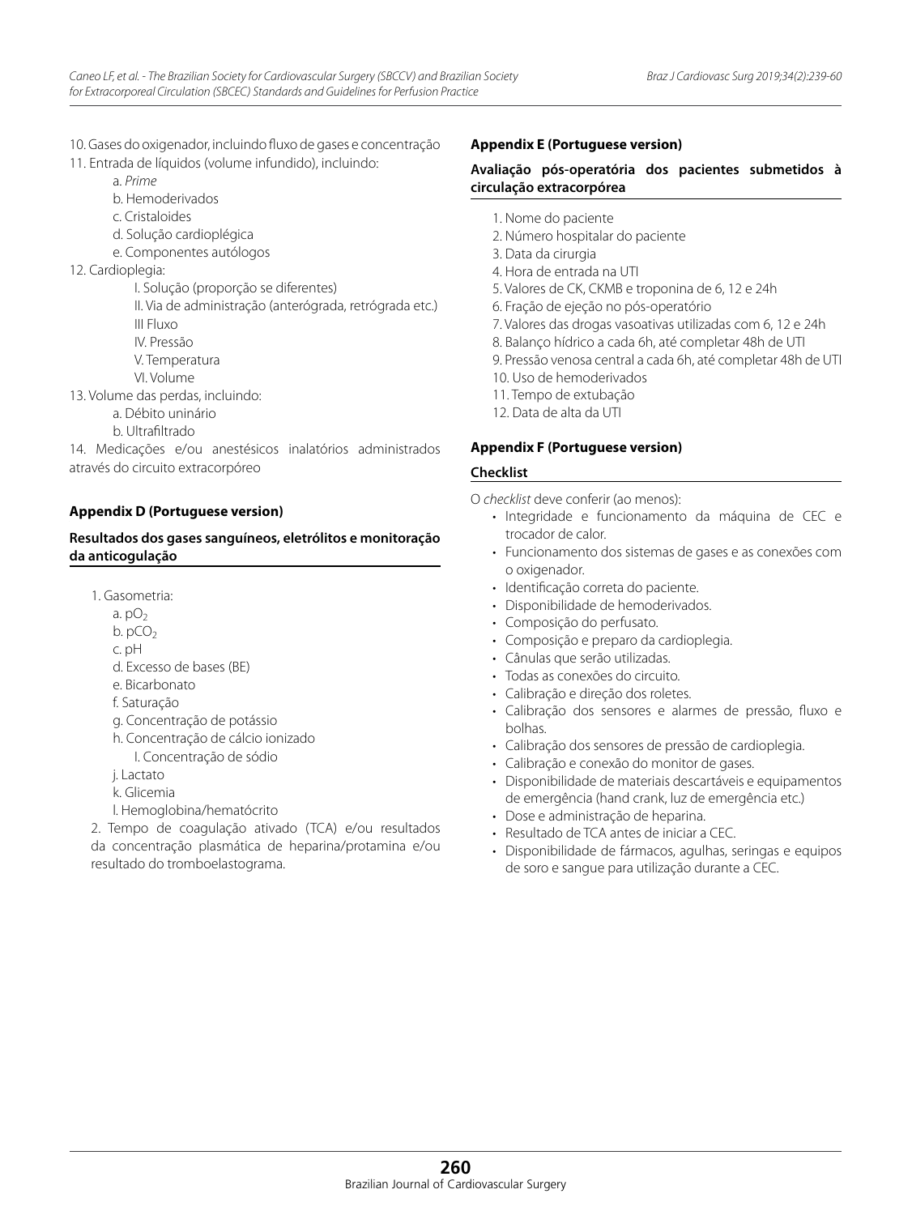10. Gases do oxigenador, incluindo fluxo de gases e concentração
11. Entrada de líquidos (volume infundido), incluindo:
    a. *Prime*
    b. Hemoderivados
    c. Cristaloides
    d. Solução cardioplégica
    e. Componentes autólogos
12. Cardioplegia:
    I. Solução (proporção se diferentes)
    II. Via de administração (anterógrada, retrógrada etc.)
    III Fluxo
    IV. Pressão
    V. Temperatura
    VI. Volume
13. Volume das perdas, incluindo:
    a. Débito uninário
    b. Ultrafiltrado
14. Medicações e/ou anestésicos inalatórios administrados através do circuito extracorpóreo

**Appendix D (Portuguese version)**

**Resultados dos gases sanguíneos, eletrólitos e monitoração da anticogulação**

1. Gasometria:
    a. $pO_2$
    b. $pCO_2$
    c. pH
    d. Excesso de bases (BE)
    e. Bicarbonato
    f. Saturação
    g. Concentração de potássio
    h. Concentração de cálcio ionizado
    I. Concentração de sódio
    j. Lactato
    k. Glicemia
    l. Hemoglobina/hematócrito
2. Tempo de coagulação ativado (TCA) e/ou resultados da concentração plasmática de heparina/protamina e/ou resultado do tromboelastograma.

**Appendix E (Portuguese version)**

**Avaliação pós-operatória dos pacientes submetidos à circulação extracorpórea**

1. Nome do paciente
2. Número hospitalar do paciente
3. Data da cirurgia
4. Hora de entrada na UTI
5. Valores de CK, CKMB e troponina de 6, 12 e 24h
6. Fração de ejeção no pós-operatório
7. Valores das drogas vasoativas utilizadas com 6, 12 e 24h
8. Balanço hídrico a cada 6h, até completar 48h de UTI
9. Pressão venosa central a cada 6h, até completar 48h de UTI
10. Uso de hemoderivados
11. Tempo de extubação
12. Data de alta da UTI

**Appendix F (Portuguese version)**

**Checklist**

O *checklist* deve conferir (ao menos):

- Integridade e funcionamento da máquina de CEC e trocador de calor.
- Funcionamento dos sistemas de gases e as conexões com o oxigenador.
- Identificação correta do paciente.
- Disponibilidade de hemoderivados.
- Composição do perfusato.
- Composição e preparo da cardioplegia.
- Cânulas que serão utilizadas.
- Todas as conexões do circuito.
- Calibração e direção dos roletes.
- Calibração dos sensores e alarmes de pressão, fluxo e bolhas.
- Calibração dos sensores de pressão de cardioplegia.
- Calibração e conexão do monitor de gases.
- Disponibilidade de materiais descartáveis e equipamentos de emergência (hand crank, luz de emergência etc.)
- Dose e administração de heparina.
- Resultado de TCA antes de iniciar a CEC.
- Disponibilidade de fármacos, agulhas, seringas e equipos de soro e sangue para utilização durante a CEC.